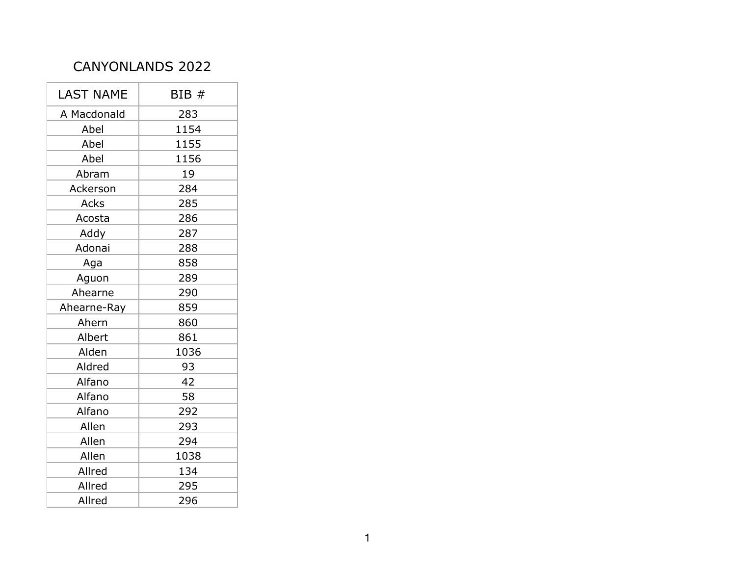# CANYONLANDS 2022

| LAST NAME | BIB # |
|---|---|
| A Macdonald | 283 |
| Abel | 1154 |
| Abel | 1155 |
| Abel | 1156 |
| Abram | 19 |
| Ackerson | 284 |
| Acks | 285 |
| Acosta | 286 |
| Addy | 287 |
| Adonai | 288 |
| Aga | 858 |
| Aguon | 289 |
| Ahearne | 290 |
| Ahearne-Ray | 859 |
| Ahern | 860 |
| Albert | 861 |
| Alden | 1036 |
| Aldred | 93 |
| Alfano | 42 |
| Alfano | 58 |
| Alfano | 292 |
| Allen | 293 |
| Allen | 294 |
| Allen | 1038 |
| Allred | 134 |
| Allred | 295 |
| Allred | 296 |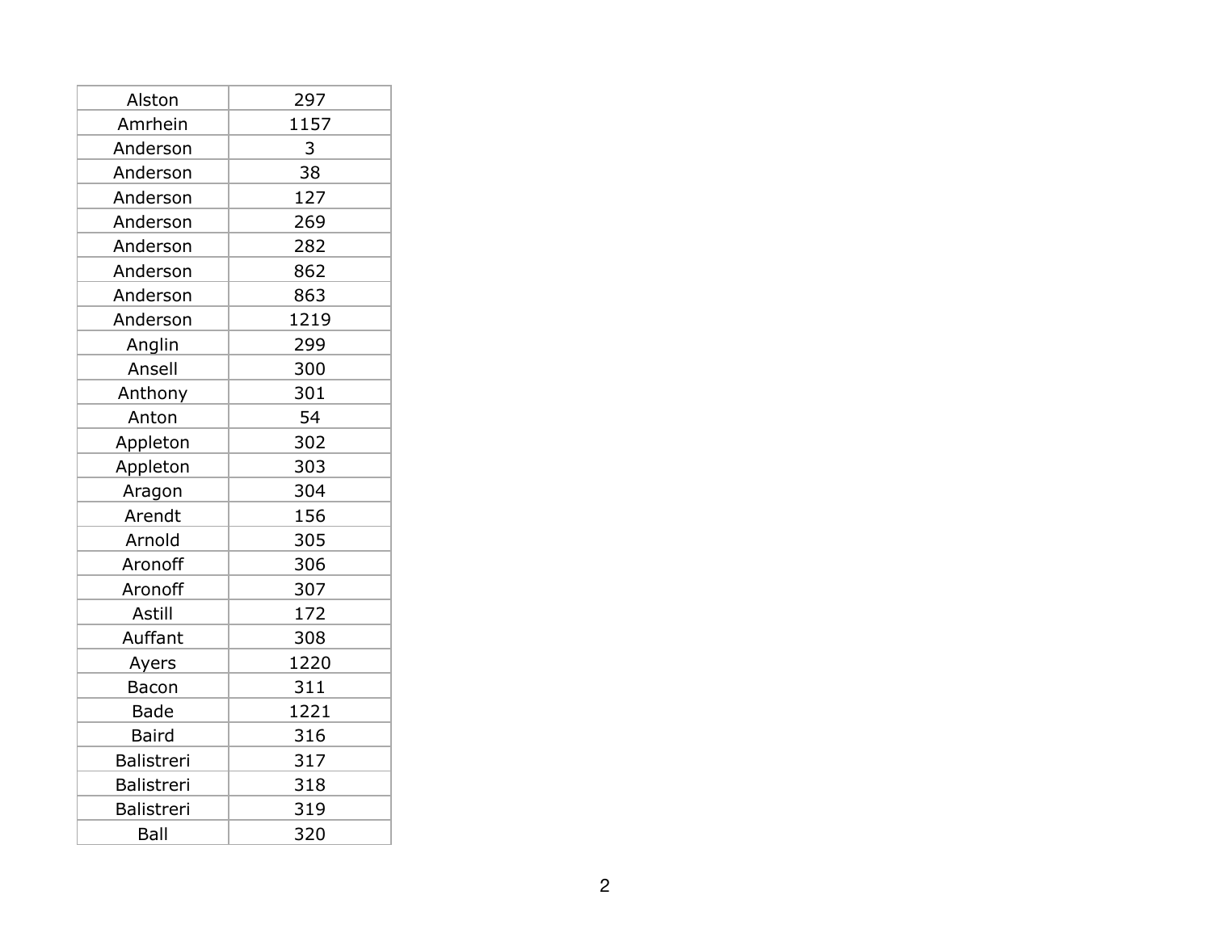| Alston | 297 |
| --- | --- |
| Amrhein | 1157 |
| Anderson | 3 |
| Anderson | 38 |
| Anderson | 127 |
| Anderson | 269 |
| Anderson | 282 |
| Anderson | 862 |
| Anderson | 863 |
| Anderson | 1219 |
| Anglin | 299 |
| Ansell | 300 |
| Anthony | 301 |
| Anton | 54 |
| Appleton | 302 |
| Appleton | 303 |
| Aragon | 304 |
| Arendt | 156 |
| Arnold | 305 |
| Aronoff | 306 |
| Aronoff | 307 |
| Astill | 172 |
| Auffant | 308 |
| Ayers | 1220 |
| Bacon | 311 |
| Bade | 1221 |
| Baird | 316 |
| Balistreri | 317 |
| Balistreri | 318 |
| Balistreri | 319 |
| Ball | 320 |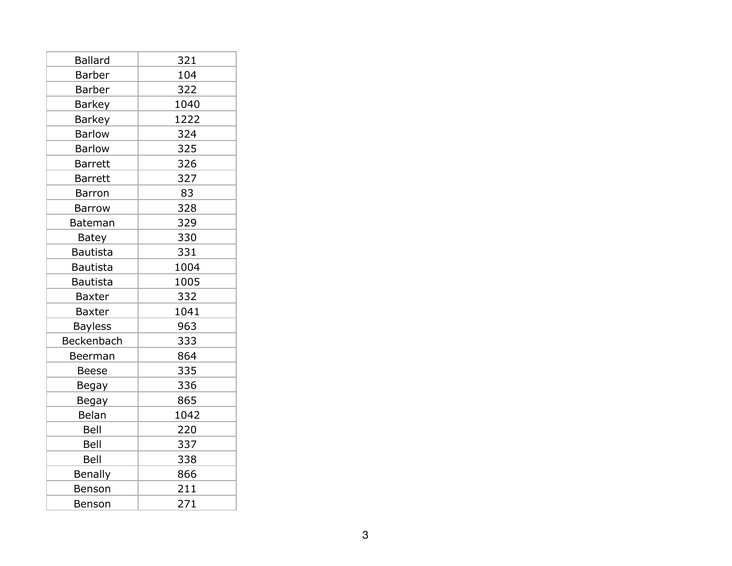| Ballard | 321 |
|---|---|
| Barber | 104 |
| Barber | 322 |
| Barkey | 1040 |
| Barkey | 1222 |
| Barlow | 324 |
| Barlow | 325 |
| Barrett | 326 |
| Barrett | 327 |
| Barron | 83 |
| Barrow | 328 |
| Bateman | 329 |
| Batey | 330 |
| Bautista | 331 |
| Bautista | 1004 |
| Bautista | 1005 |
| Baxter | 332 |
| Baxter | 1041 |
| Bayless | 963 |
| Beckenbach | 333 |
| Beerman | 864 |
| Beese | 335 |
| Begay | 336 |
| Begay | 865 |
| Belan | 1042 |
| Bell | 220 |
| Bell | 337 |
| Bell | 338 |
| Benally | 866 |
| Benson | 211 |
| Benson | 271 |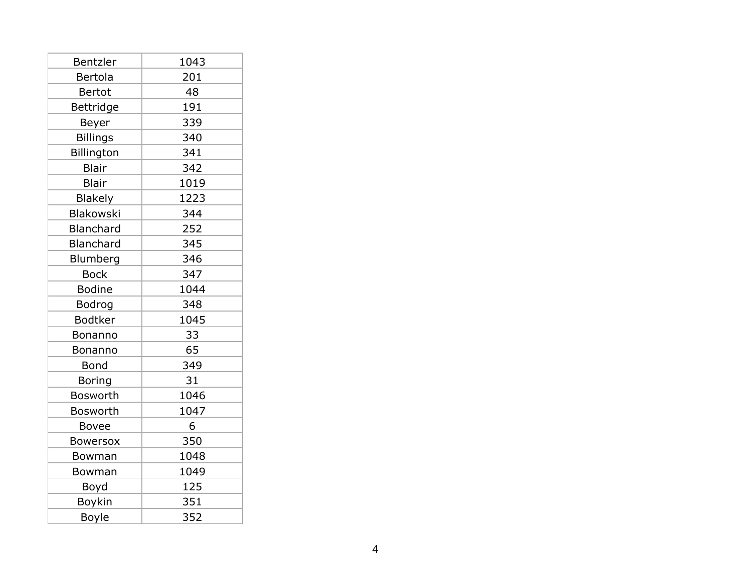| Bentzler | 1043 |
|---|---|
| Bertola | 201 |
| Bertot | 48 |
| Bettridge | 191 |
| Beyer | 339 |
| Billings | 340 |
| Billington | 341 |
| Blair | 342 |
| Blair | 1019 |
| Blakely | 1223 |
| Blakowski | 344 |
| Blanchard | 252 |
| Blanchard | 345 |
| Blumberg | 346 |
| Bock | 347 |
| Bodine | 1044 |
| Bodrog | 348 |
| Bodtker | 1045 |
| Bonanno | 33 |
| Bonanno | 65 |
| Bond | 349 |
| Boring | 31 |
| Bosworth | 1046 |
| Bosworth | 1047 |
| Bovee | 6 |
| Bowersox | 350 |
| Bowman | 1048 |
| Bowman | 1049 |
| Boyd | 125 |
| Boykin | 351 |
| Boyle | 352 |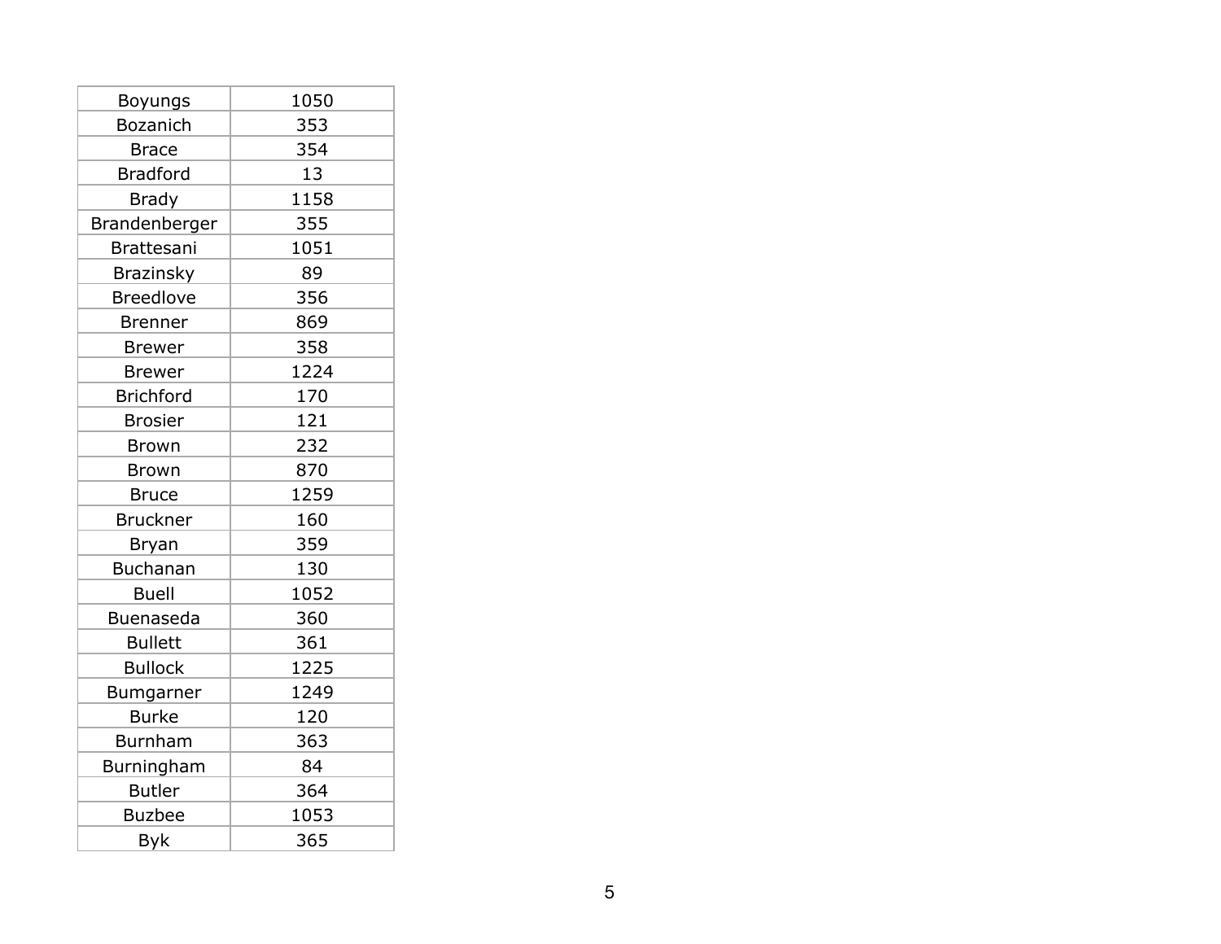| Boyungs | 1050 |
| --- | --- |
| Bozanich | 353 |
| Brace | 354 |
| Bradford | 13 |
| Brady | 1158 |
| Brandenberger | 355 |
| Brattesani | 1051 |
| Brazinsky | 89 |
| Breedlove | 356 |
| Brenner | 869 |
| Brewer | 358 |
| Brewer | 1224 |
| Brichford | 170 |
| Brosier | 121 |
| Brown | 232 |
| Brown | 870 |
| Bruce | 1259 |
| Bruckner | 160 |
| Bryan | 359 |
| Buchanan | 130 |
| Buell | 1052 |
| Buenaseda | 360 |
| Bullett | 361 |
| Bullock | 1225 |
| Bumgarner | 1249 |
| Burke | 120 |
| Burnham | 363 |
| Burningham | 84 |
| Butler | 364 |
| Buzbee | 1053 |
| Byk | 365 |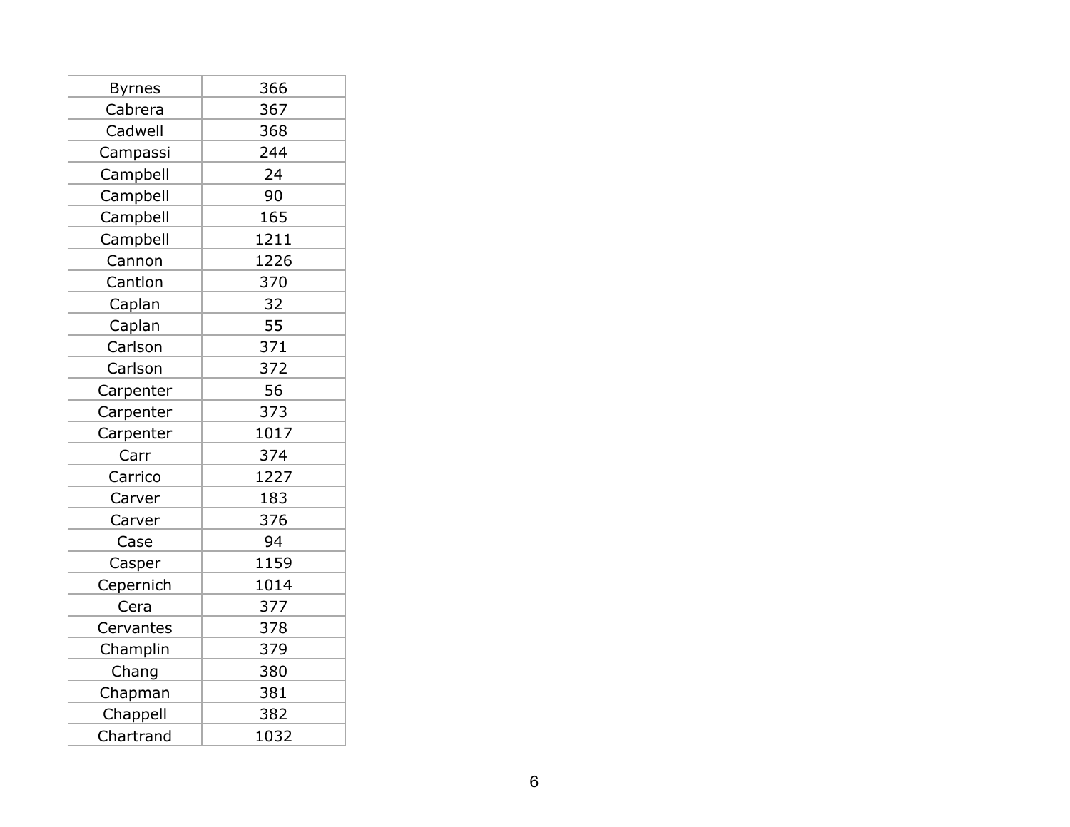| Byrnes | 366 |
| --- | --- |
| Cabrera | 367 |
| Cadwell | 368 |
| Campassi | 244 |
| Campbell | 24 |
| Campbell | 90 |
| Campbell | 165 |
| Campbell | 1211 |
| Cannon | 1226 |
| Cantlon | 370 |
| Caplan | 32 |
| Caplan | 55 |
| Carlson | 371 |
| Carlson | 372 |
| Carpenter | 56 |
| Carpenter | 373 |
| Carpenter | 1017 |
| Carr | 374 |
| Carrico | 1227 |
| Carver | 183 |
| Carver | 376 |
| Case | 94 |
| Casper | 1159 |
| Cepernich | 1014 |
| Cera | 377 |
| Cervantes | 378 |
| Champlin | 379 |
| Chang | 380 |
| Chapman | 381 |
| Chappell | 382 |
| Chartrand | 1032 |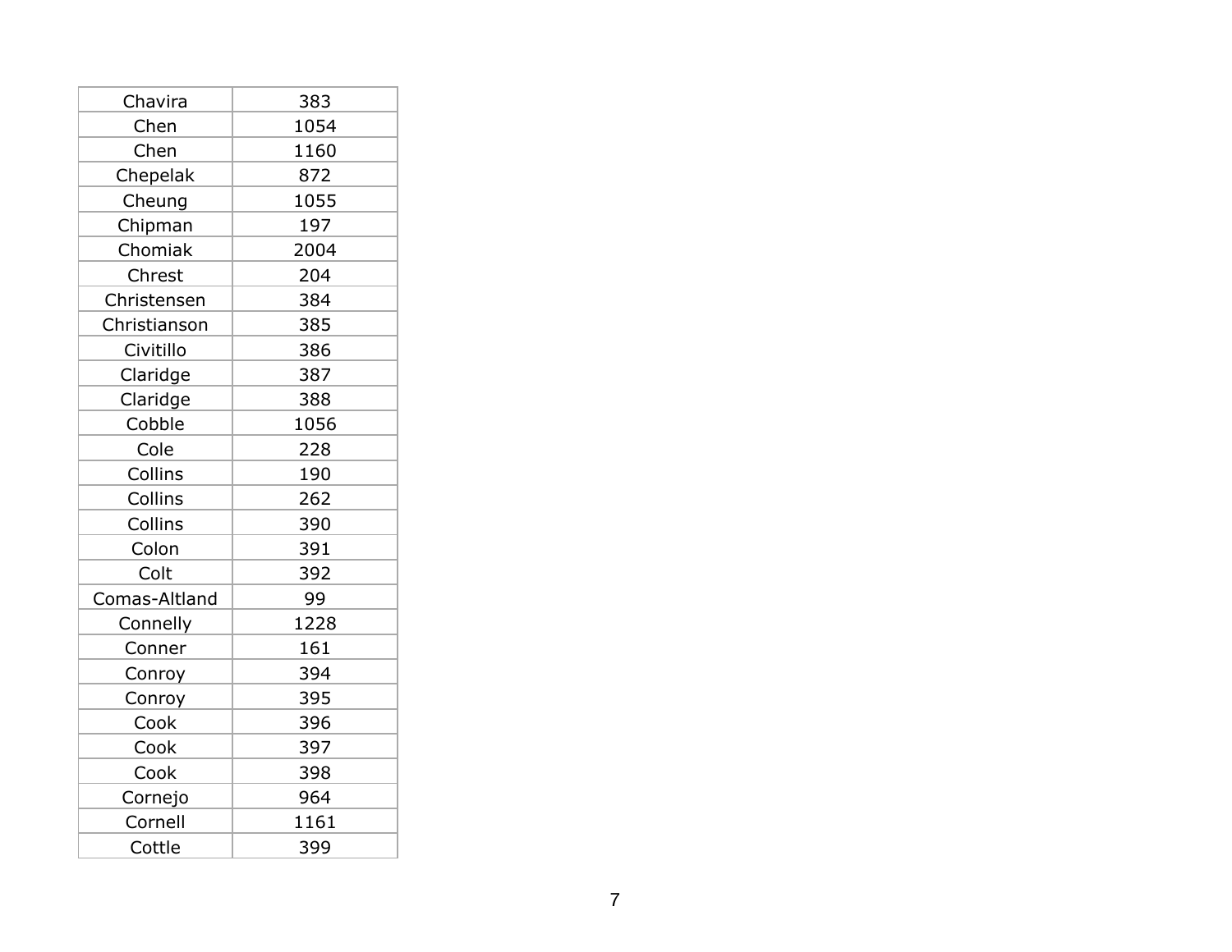| Chavira | 383 |
| --- | --- |
| Chen | 1054 |
| Chen | 1160 |
| Chepelak | 872 |
| Cheung | 1055 |
| Chipman | 197 |
| Chomiak | 2004 |
| Chrest | 204 |
| Christensen | 384 |
| Christianson | 385 |
| Civitillo | 386 |
| Claridge | 387 |
| Claridge | 388 |
| Cobble | 1056 |
| Cole | 228 |
| Collins | 190 |
| Collins | 262 |
| Collins | 390 |
| Colon | 391 |
| Colt | 392 |
| Comas-Altland | 99 |
| Connelly | 1228 |
| Conner | 161 |
| Conroy | 394 |
| Conroy | 395 |
| Cook | 396 |
| Cook | 397 |
| Cook | 398 |
| Cornejo | 964 |
| Cornell | 1161 |
| Cottle | 399 |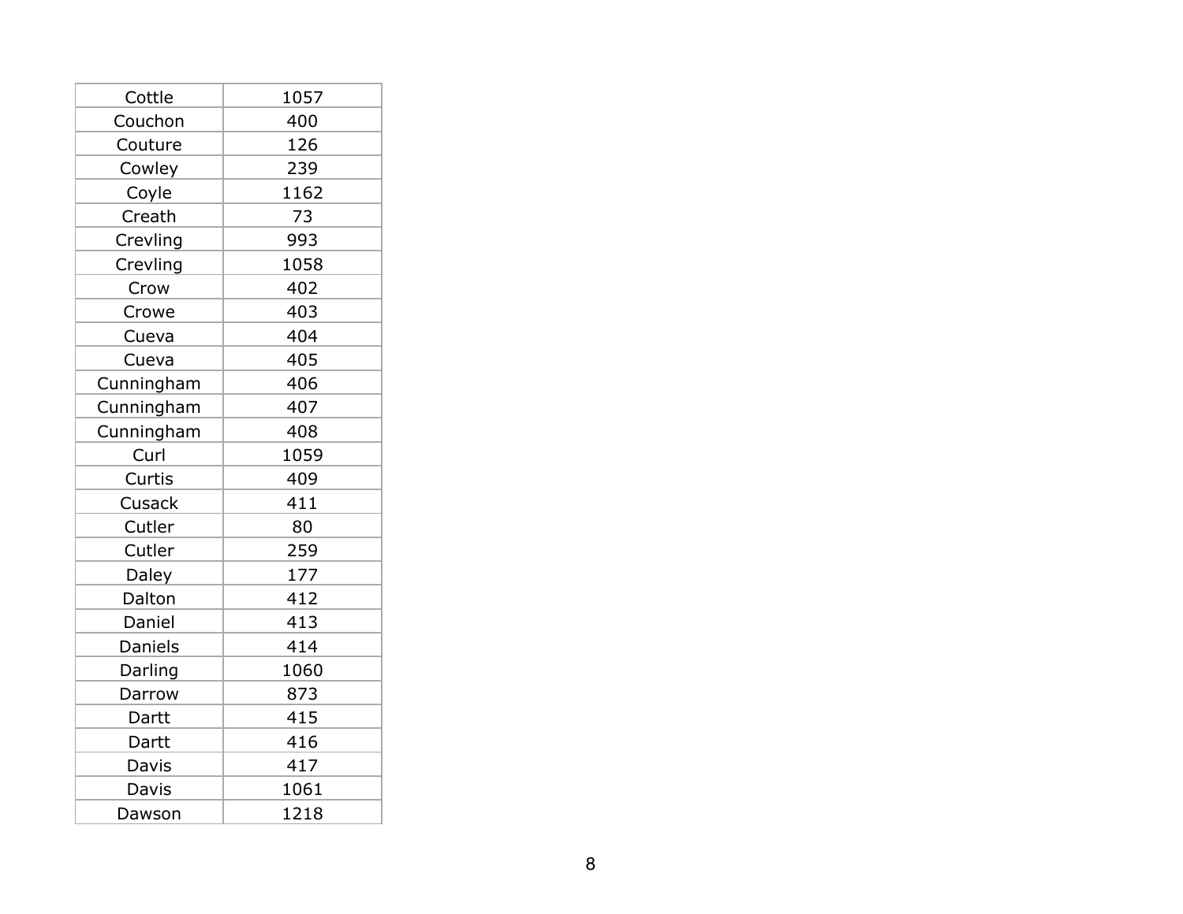| Cottle | 1057 |
|---|---|
| Couchon | 400 |
| Couture | 126 |
| Cowley | 239 |
| Coyle | 1162 |
| Creath | 73 |
| Crevling | 993 |
| Crevling | 1058 |
| Crow | 402 |
| Crowe | 403 |
| Cueva | 404 |
| Cueva | 405 |
| Cunningham | 406 |
| Cunningham | 407 |
| Cunningham | 408 |
| Curl | 1059 |
| Curtis | 409 |
| Cusack | 411 |
| Cutler | 80 |
| Cutler | 259 |
| Daley | 177 |
| Dalton | 412 |
| Daniel | 413 |
| Daniels | 414 |
| Darling | 1060 |
| Darrow | 873 |
| Dartt | 415 |
| Dartt | 416 |
| Davis | 417 |
| Davis | 1061 |
| Dawson | 1218 |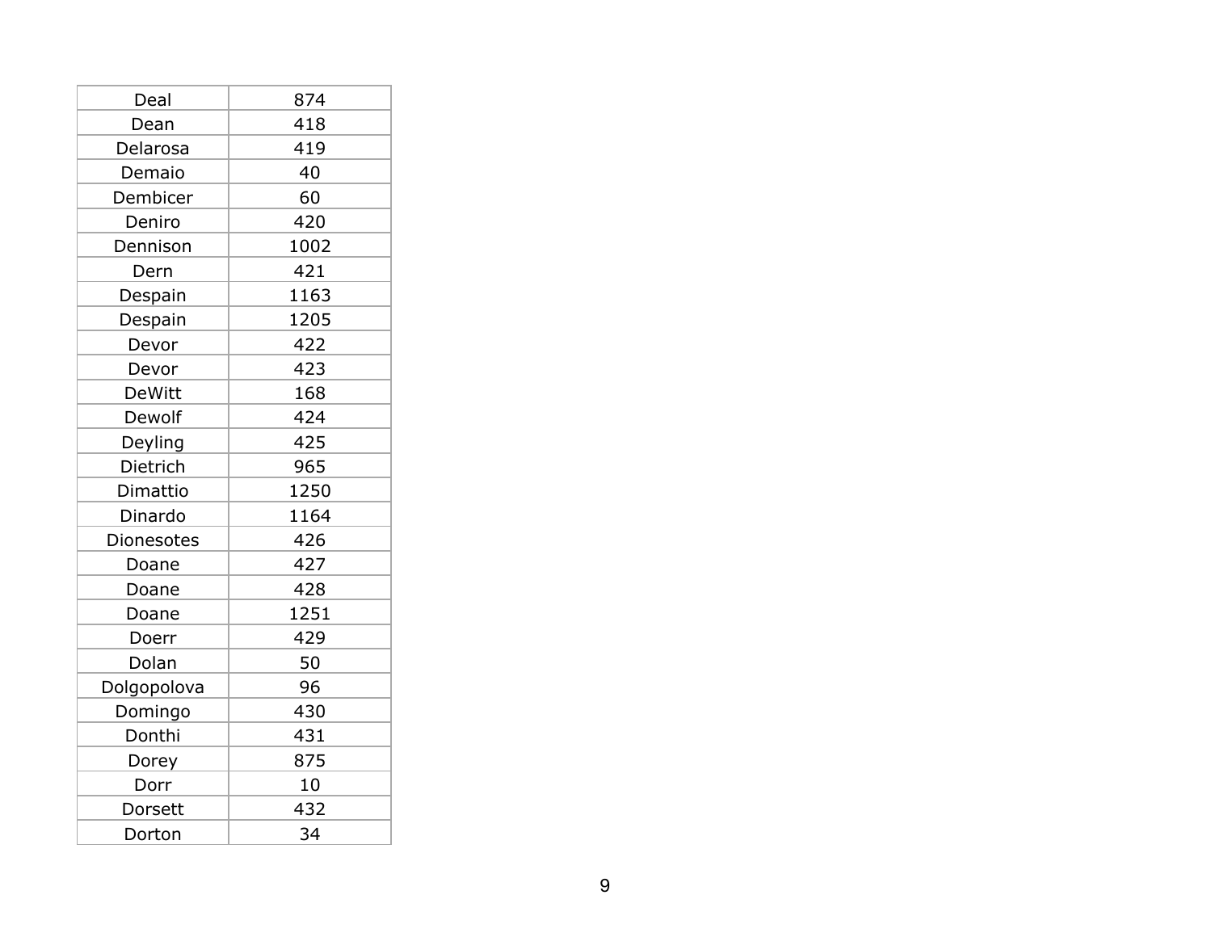| Deal | 874 |
| --- | --- |
| Dean | 418 |
| Delarosa | 419 |
| Demaio | 40 |
| Dembicer | 60 |
| Deniro | 420 |
| Dennison | 1002 |
| Dern | 421 |
| Despain | 1163 |
| Despain | 1205 |
| Devor | 422 |
| Devor | 423 |
| DeWitt | 168 |
| Dewolf | 424 |
| Deyling | 425 |
| Dietrich | 965 |
| Dimattio | 1250 |
| Dinardo | 1164 |
| Dionesotes | 426 |
| Doane | 427 |
| Doane | 428 |
| Doane | 1251 |
| Doerr | 429 |
| Dolan | 50 |
| Dolgopolova | 96 |
| Domingo | 430 |
| Donthi | 431 |
| Dorey | 875 |
| Dorr | 10 |
| Dorsett | 432 |
| Dorton | 34 |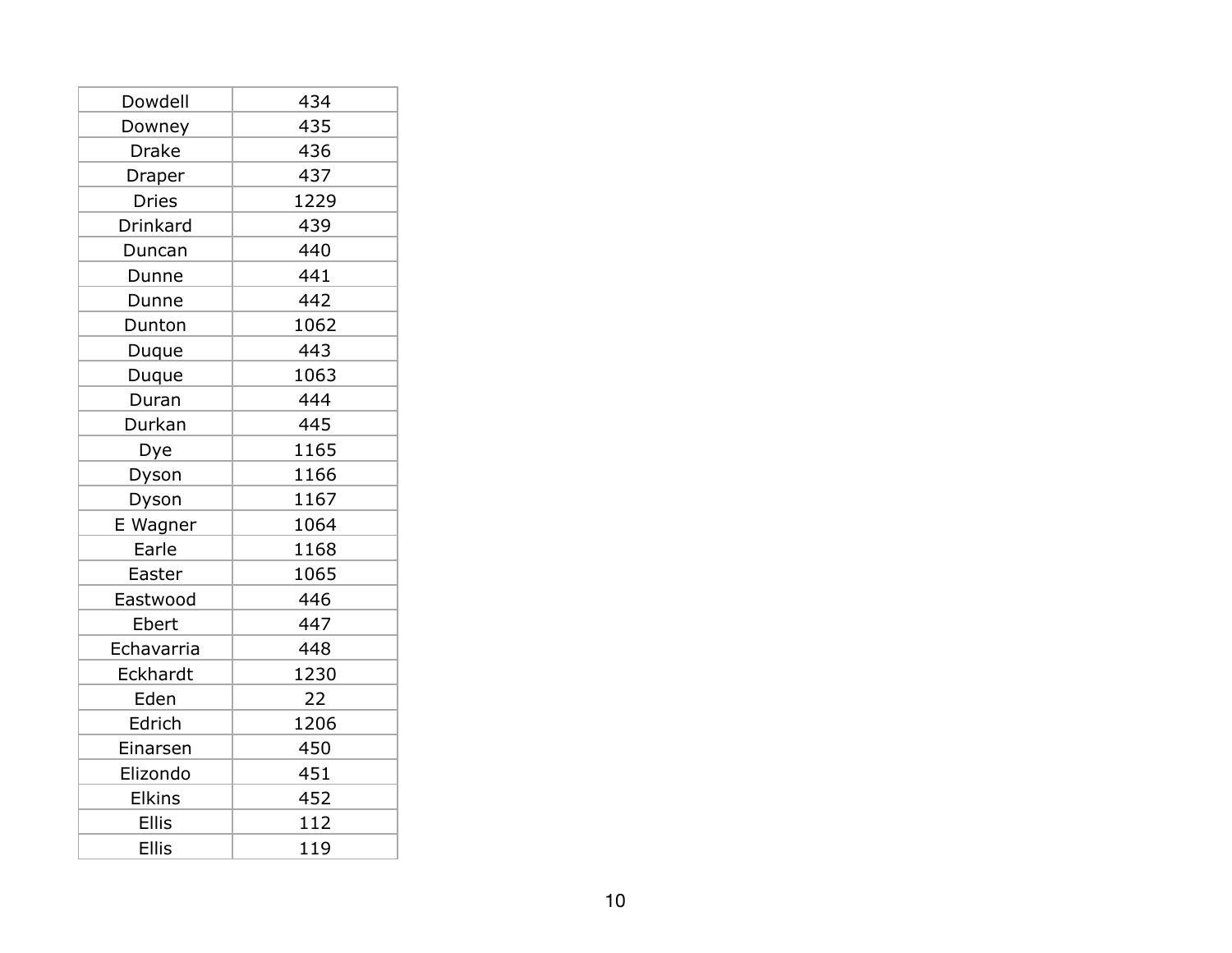| | |
|---|---|
| Dowdell | 434 |
| Downey | 435 |
| Drake | 436 |
| Draper | 437 |
| Dries | 1229 |
| Drinkard | 439 |
| Duncan | 440 |
| Dunne | 441 |
| Dunne | 442 |
| Dunton | 1062 |
| Duque | 443 |
| Duque | 1063 |
| Duran | 444 |
| Durkan | 445 |
| Dye | 1165 |
| Dyson | 1166 |
| Dyson | 1167 |
| E Wagner | 1064 |
| Earle | 1168 |
| Easter | 1065 |
| Eastwood | 446 |
| Ebert | 447 |
| Echavarria | 448 |
| Eckhardt | 1230 |
| Eden | 22 |
| Edrich | 1206 |
| Einarsen | 450 |
| Elizondo | 451 |
| Elkins | 452 |
| Ellis | 112 |
| Ellis | 119 |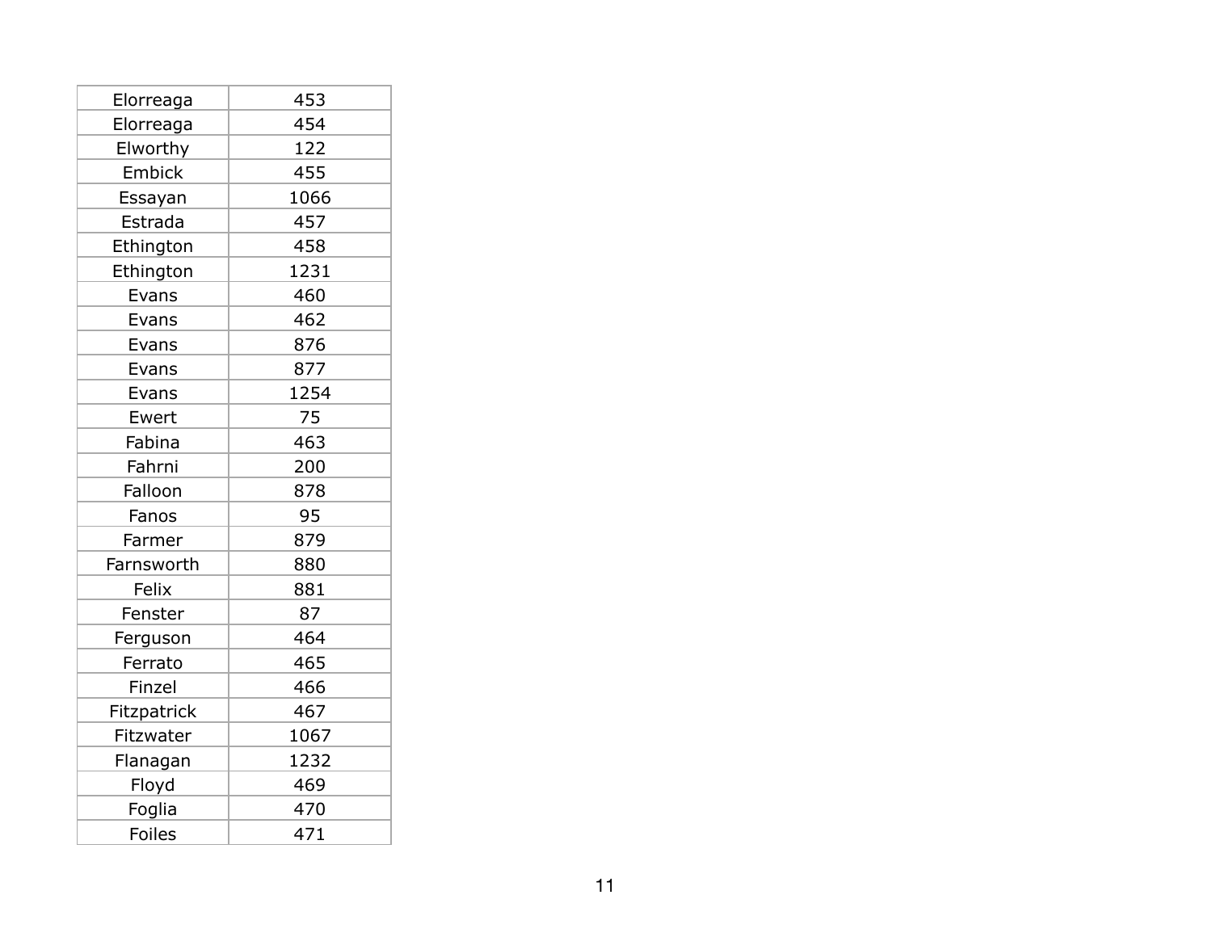| Elorreaga | 453 |
|---|---|
| Elorreaga | 454 |
| Elworthy | 122 |
| Embick | 455 |
| Essayan | 1066 |
| Estrada | 457 |
| Ethington | 458 |
| Ethington | 1231 |
| Evans | 460 |
| Evans | 462 |
| Evans | 876 |
| Evans | 877 |
| Evans | 1254 |
| Ewert | 75 |
| Fabina | 463 |
| Fahrni | 200 |
| Falloon | 878 |
| Fanos | 95 |
| Farmer | 879 |
| Farnsworth | 880 |
| Felix | 881 |
| Fenster | 87 |
| Ferguson | 464 |
| Ferrato | 465 |
| Finzel | 466 |
| Fitzpatrick | 467 |
| Fitzwater | 1067 |
| Flanagan | 1232 |
| Floyd | 469 |
| Foglia | 470 |
| Foiles | 471 |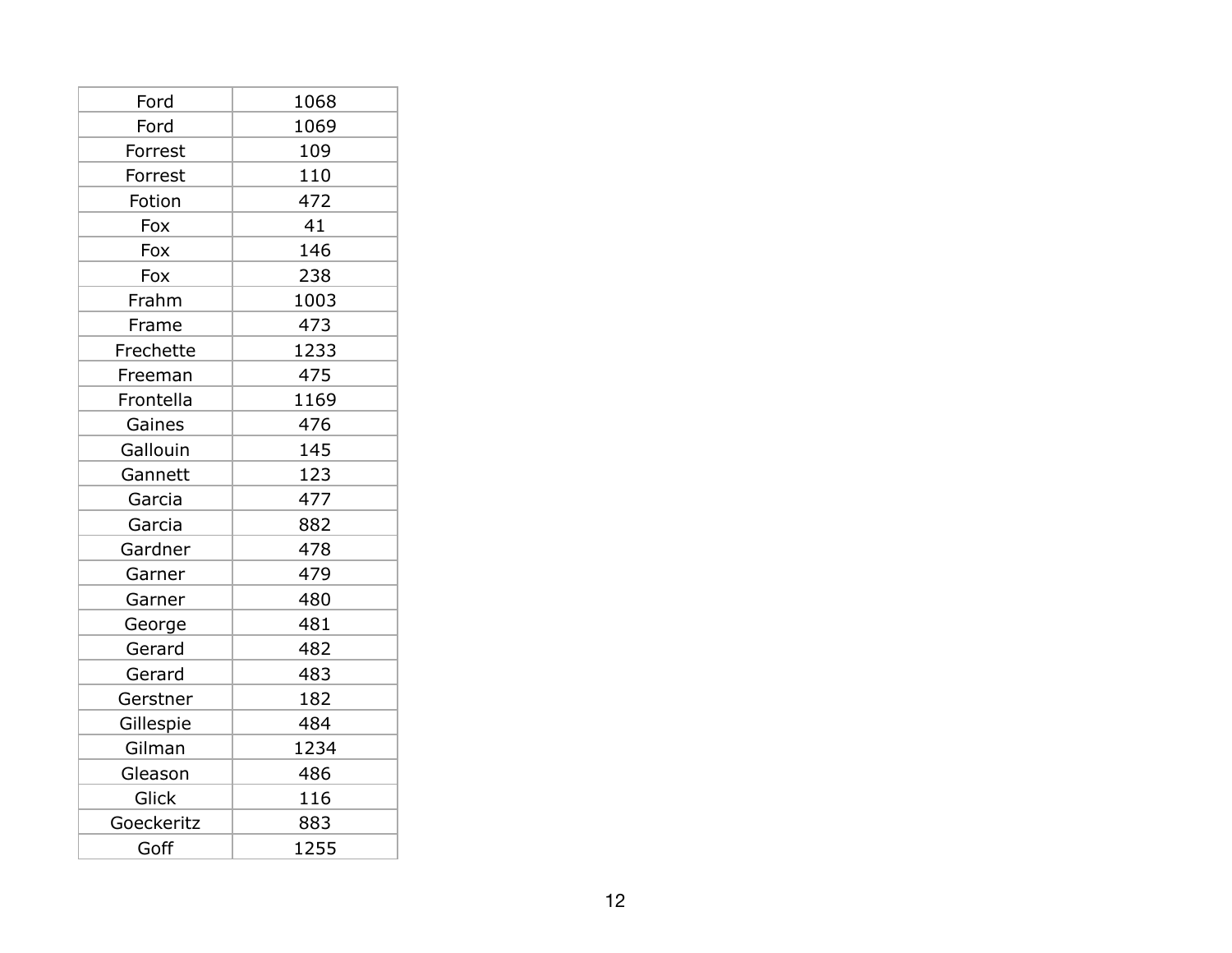| Ford | 1068 |
|---|---|
| Ford | 1069 |
| Forrest | 109 |
| Forrest | 110 |
| Fotion | 472 |
| Fox | 41 |
| Fox | 146 |
| Fox | 238 |
| Frahm | 1003 |
| Frame | 473 |
| Frechette | 1233 |
| Freeman | 475 |
| Frontella | 1169 |
| Gaines | 476 |
| Gallouin | 145 |
| Gannett | 123 |
| Garcia | 477 |
| Garcia | 882 |
| Gardner | 478 |
| Garner | 479 |
| Garner | 480 |
| George | 481 |
| Gerard | 482 |
| Gerard | 483 |
| Gerstner | 182 |
| Gillespie | 484 |
| Gilman | 1234 |
| Gleason | 486 |
| Glick | 116 |
| Goeckeritz | 883 |
| Goff | 1255 |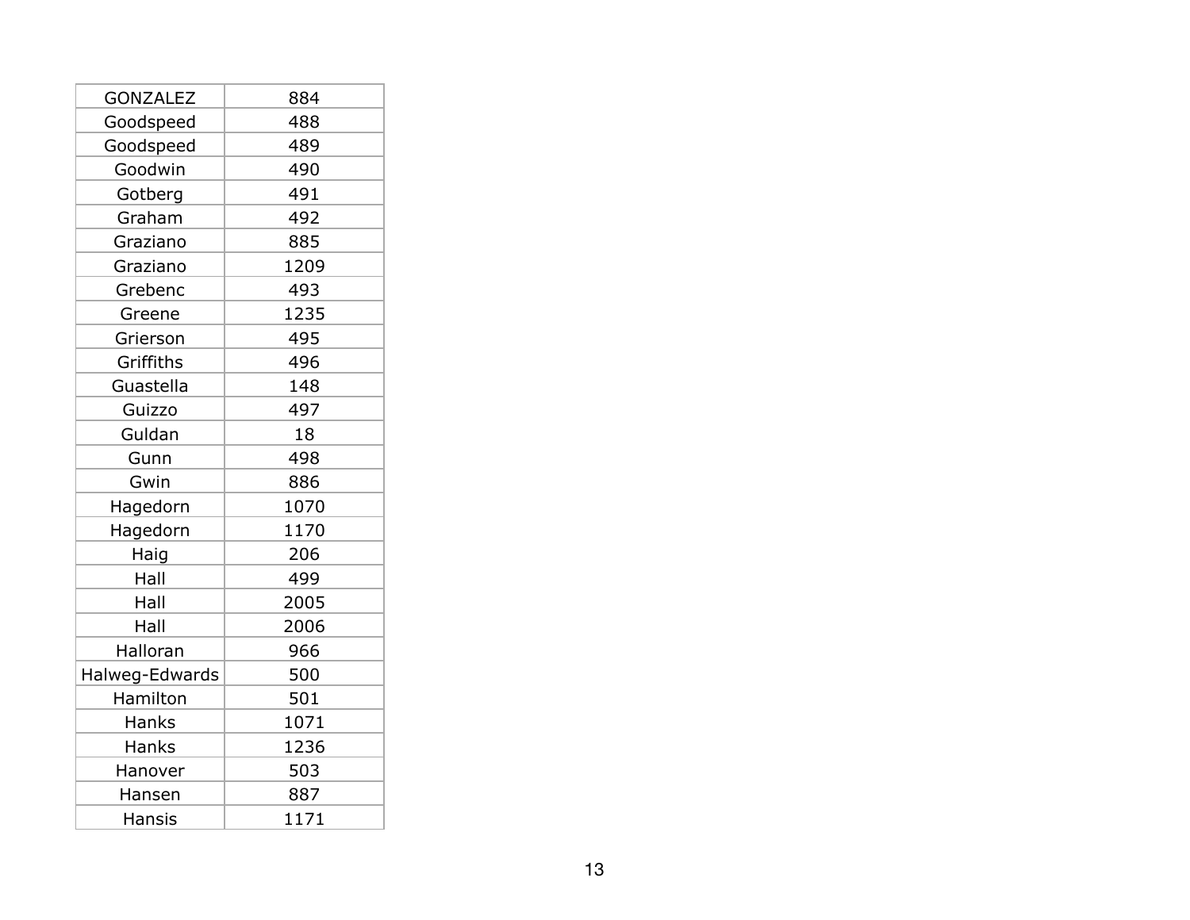| GONZALEZ | 884 |
| --- | --- |
| Goodspeed | 488 |
| Goodspeed | 489 |
| Goodwin | 490 |
| Gotberg | 491 |
| Graham | 492 |
| Graziano | 885 |
| Graziano | 1209 |
| Grebenc | 493 |
| Greene | 1235 |
| Grierson | 495 |
| Griffiths | 496 |
| Guastella | 148 |
| Guizzo | 497 |
| Guldan | 18 |
| Gunn | 498 |
| Gwin | 886 |
| Hagedorn | 1070 |
| Hagedorn | 1170 |
| Haig | 206 |
| Hall | 499 |
| Hall | 2005 |
| Hall | 2006 |
| Halloran | 966 |
| Halweg-Edwards | 500 |
| Hamilton | 501 |
| Hanks | 1071 |
| Hanks | 1236 |
| Hanover | 503 |
| Hansen | 887 |
| Hansis | 1171 |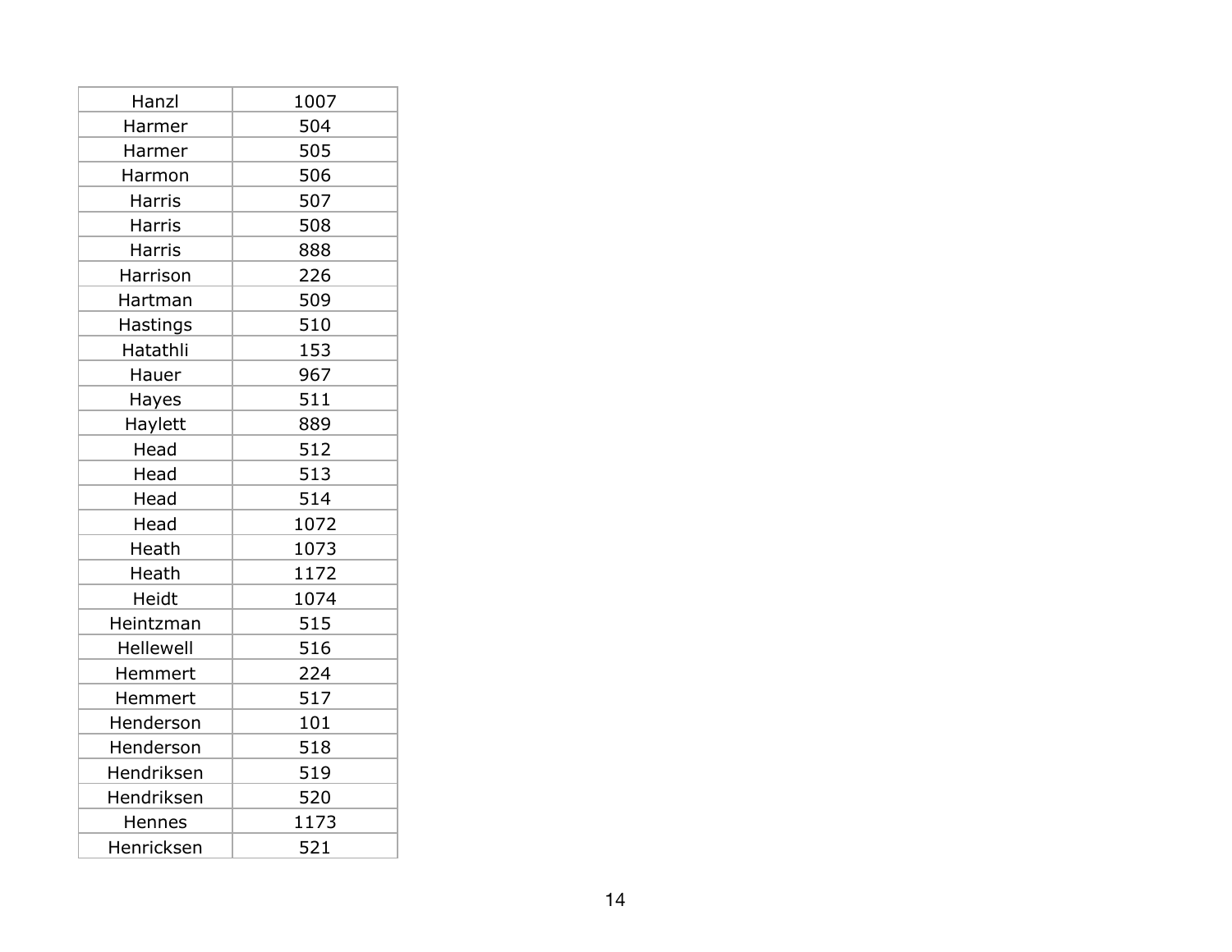| | |
|---|---|
| Hanzl | 1007 |
| Harmer | 504 |
| Harmer | 505 |
| Harmon | 506 |
| Harris | 507 |
| Harris | 508 |
| Harris | 888 |
| Harrison | 226 |
| Hartman | 509 |
| Hastings | 510 |
| Hatathli | 153 |
| Hauer | 967 |
| Hayes | 511 |
| Haylett | 889 |
| Head | 512 |
| Head | 513 |
| Head | 514 |
| Head | 1072 |
| Heath | 1073 |
| Heath | 1172 |
| Heidt | 1074 |
| Heintzman | 515 |
| Hellewell | 516 |
| Hemmert | 224 |
| Hemmert | 517 |
| Henderson | 101 |
| Henderson | 518 |
| Hendriksen | 519 |
| Hendriksen | 520 |
| Hennes | 1173 |
| Henricksen | 521 |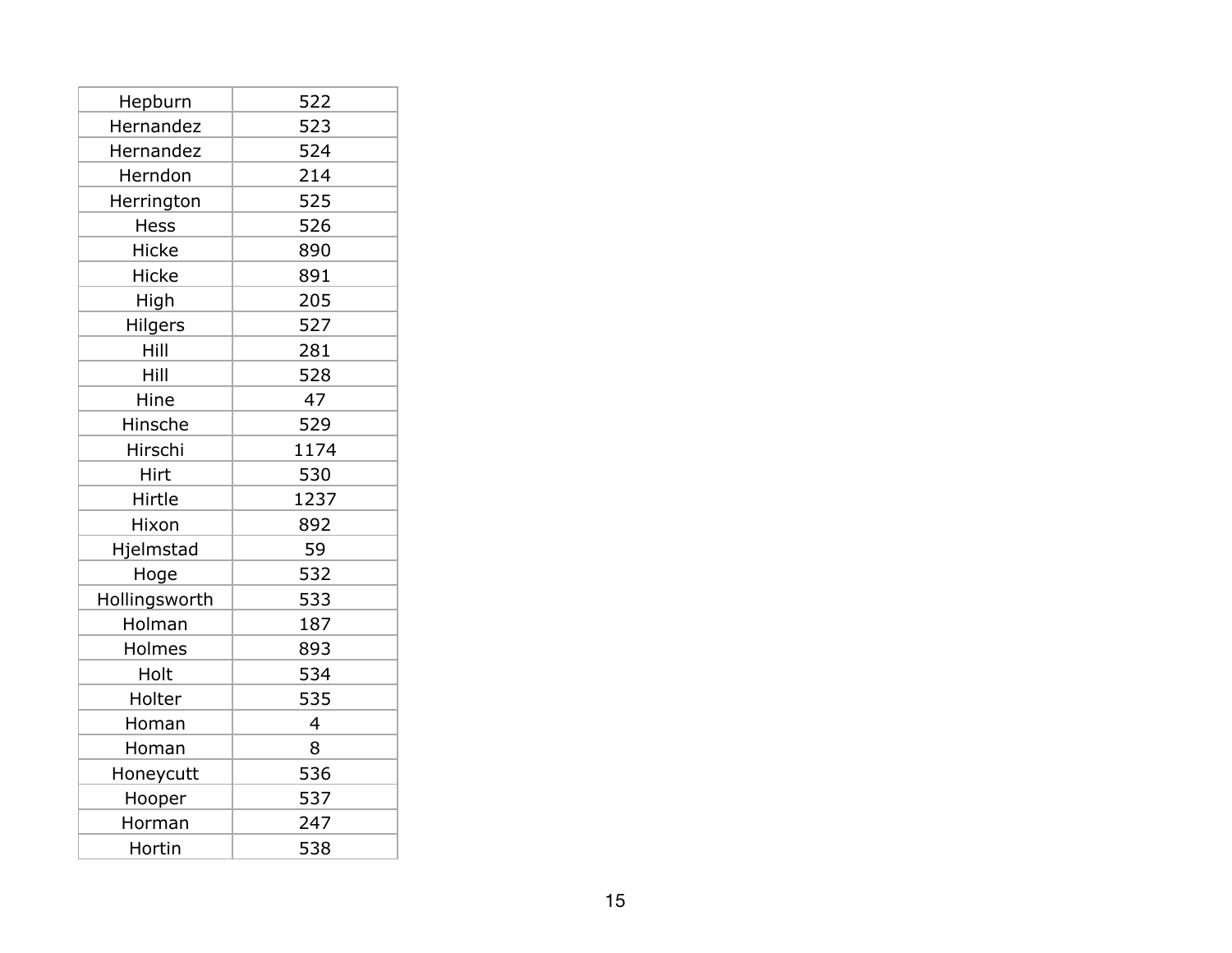| Hepburn | 522 |
|---|---|
| Hernandez | 523 |
| Hernandez | 524 |
| Herndon | 214 |
| Herrington | 525 |
| Hess | 526 |
| Hicke | 890 |
| Hicke | 891 |
| High | 205 |
| Hilgers | 527 |
| Hill | 281 |
| Hill | 528 |
| Hine | 47 |
| Hinsche | 529 |
| Hirschi | 1174 |
| Hirt | 530 |
| Hirtle | 1237 |
| Hixon | 892 |
| Hjelmstad | 59 |
| Hoge | 532 |
| Hollingsworth | 533 |
| Holman | 187 |
| Holmes | 893 |
| Holt | 534 |
| Holter | 535 |
| Homan | 4 |
| Homan | 8 |
| Honeycutt | 536 |
| Hooper | 537 |
| Horman | 247 |
| Hortin | 538 |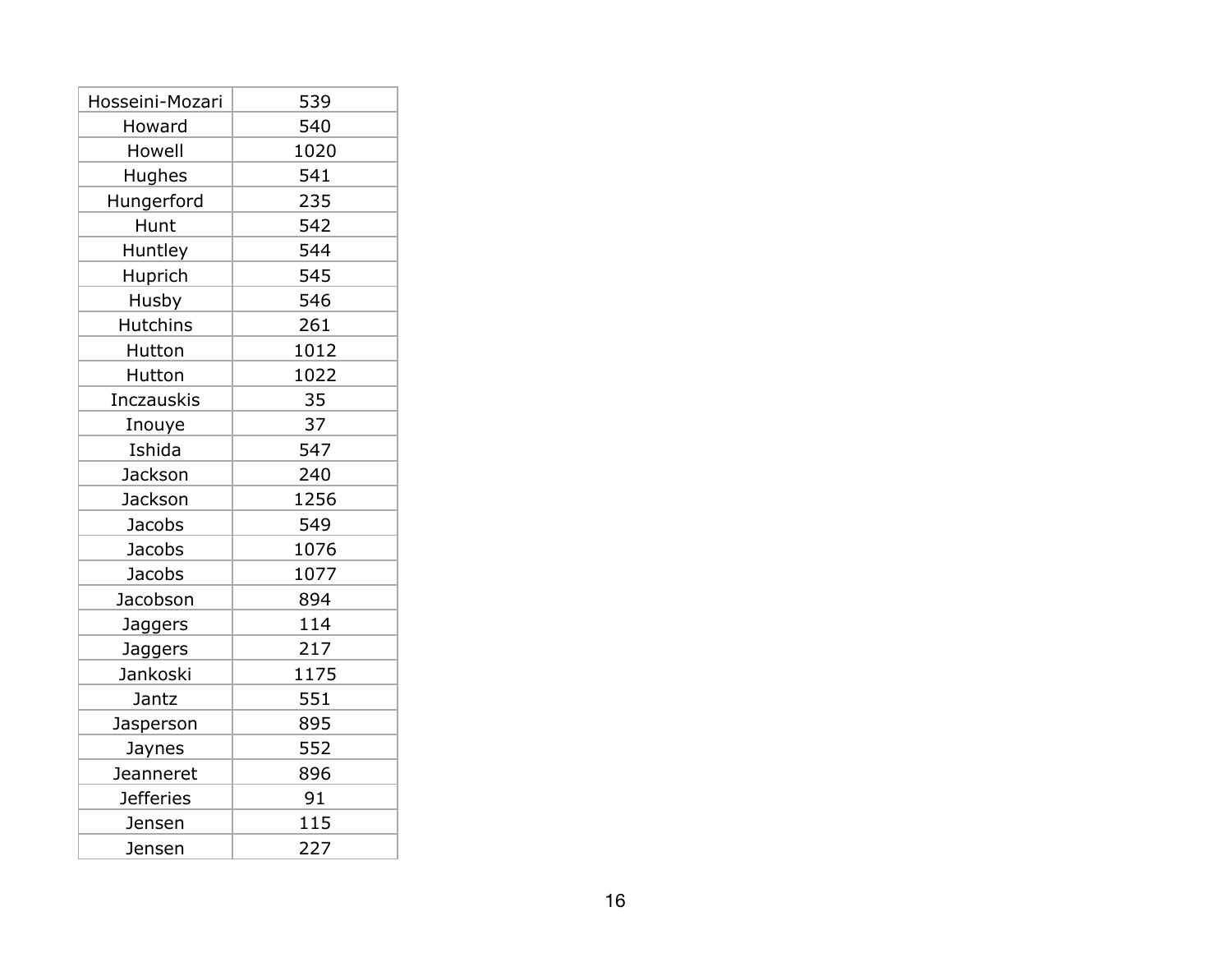| Hosseini-Mozari | 539 |
|---|---|
| Howard | 540 |
| Howell | 1020 |
| Hughes | 541 |
| Hungerford | 235 |
| Hunt | 542 |
| Huntley | 544 |
| Huprich | 545 |
| Husby | 546 |
| Hutchins | 261 |
| Hutton | 1012 |
| Hutton | 1022 |
| Inczauskis | 35 |
| Inouye | 37 |
| Ishida | 547 |
| Jackson | 240 |
| Jackson | 1256 |
| Jacobs | 549 |
| Jacobs | 1076 |
| Jacobs | 1077 |
| Jacobson | 894 |
| Jaggers | 114 |
| Jaggers | 217 |
| Jankoski | 1175 |
| Jantz | 551 |
| Jasperson | 895 |
| Jaynes | 552 |
| Jeanneret | 896 |
| Jefferies | 91 |
| Jensen | 115 |
| Jensen | 227 |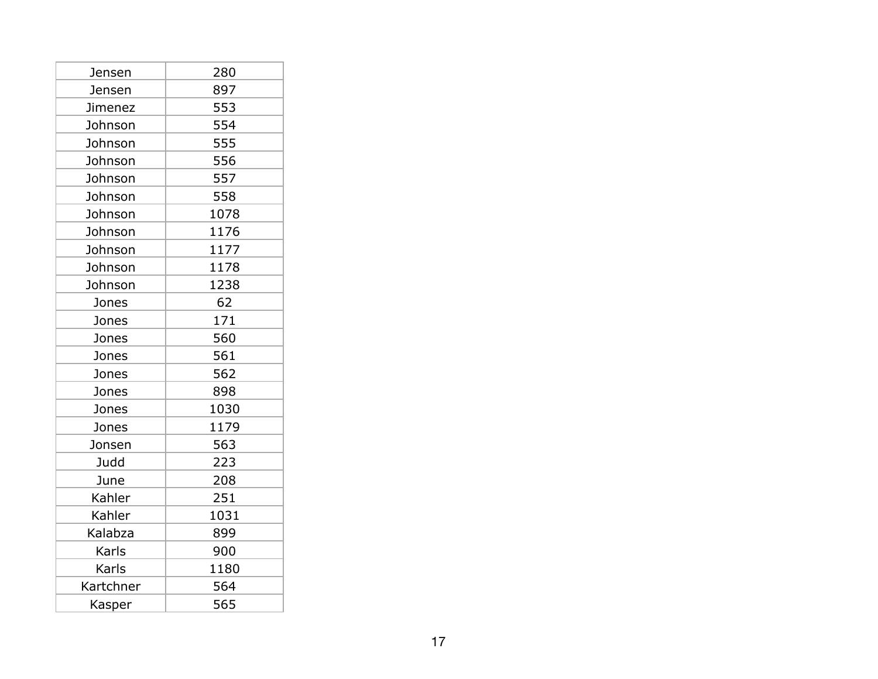| Jensen | 280 |
|---|---|
| Jensen | 897 |
| Jimenez | 553 |
| Johnson | 554 |
| Johnson | 555 |
| Johnson | 556 |
| Johnson | 557 |
| Johnson | 558 |
| Johnson | 1078 |
| Johnson | 1176 |
| Johnson | 1177 |
| Johnson | 1178 |
| Johnson | 1238 |
| Jones | 62 |
| Jones | 171 |
| Jones | 560 |
| Jones | 561 |
| Jones | 562 |
| Jones | 898 |
| Jones | 1030 |
| Jones | 1179 |
| Jonsen | 563 |
| Judd | 223 |
| June | 208 |
| Kahler | 251 |
| Kahler | 1031 |
| Kalabza | 899 |
| Karls | 900 |
| Karls | 1180 |
| Kartchner | 564 |
| Kasper | 565 |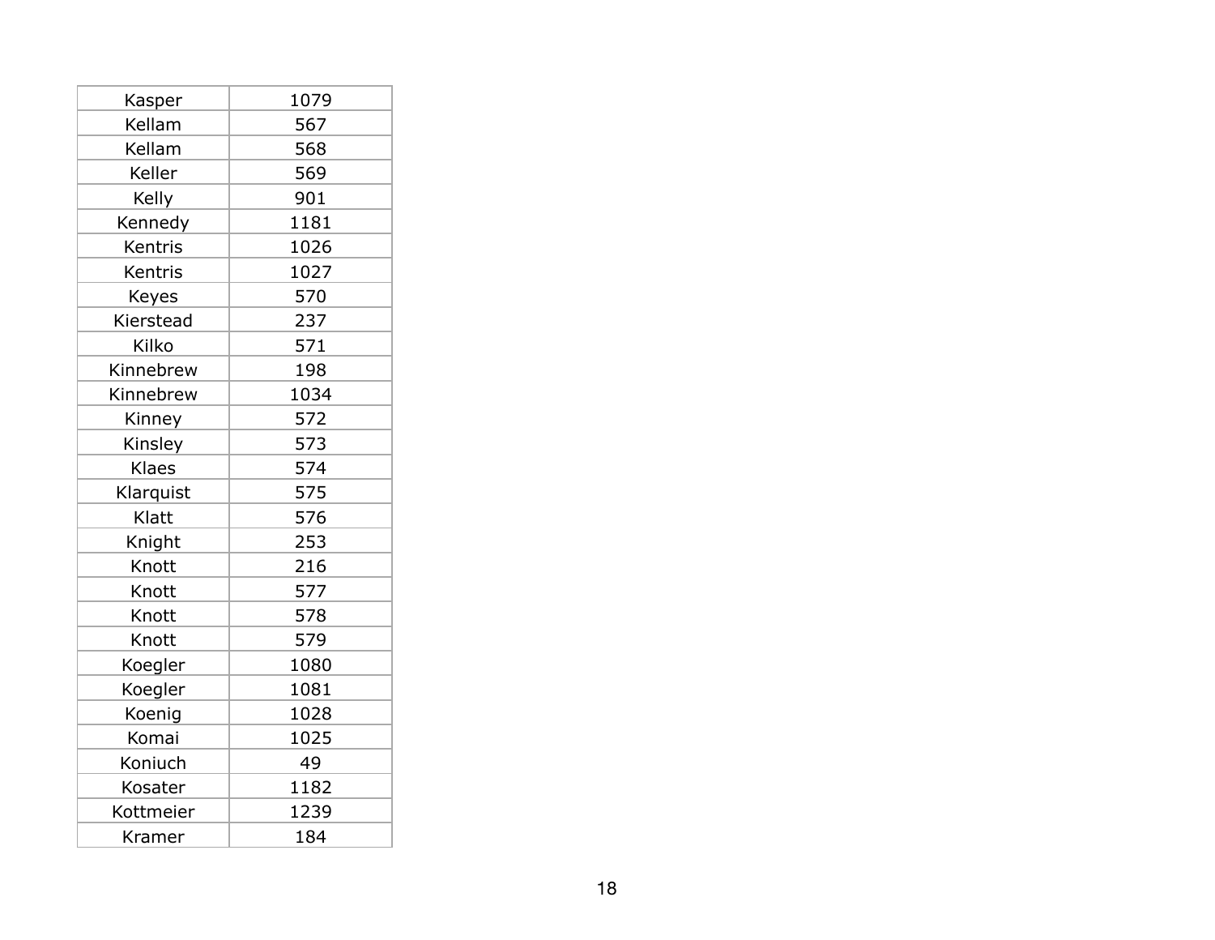| Kasper | 1079 |
| --- | --- |
| Kellam | 567 |
| Kellam | 568 |
| Keller | 569 |
| Kelly | 901 |
| Kennedy | 1181 |
| Kentris | 1026 |
| Kentris | 1027 |
| Keyes | 570 |
| Kierstead | 237 |
| Kilko | 571 |
| Kinnebrew | 198 |
| Kinnebrew | 1034 |
| Kinney | 572 |
| Kinsley | 573 |
| Klaes | 574 |
| Klarquist | 575 |
| Klatt | 576 |
| Knight | 253 |
| Knott | 216 |
| Knott | 577 |
| Knott | 578 |
| Knott | 579 |
| Koegler | 1080 |
| Koegler | 1081 |
| Koenig | 1028 |
| Komai | 1025 |
| Koniuch | 49 |
| Kosater | 1182 |
| Kottmeier | 1239 |
| Kramer | 184 |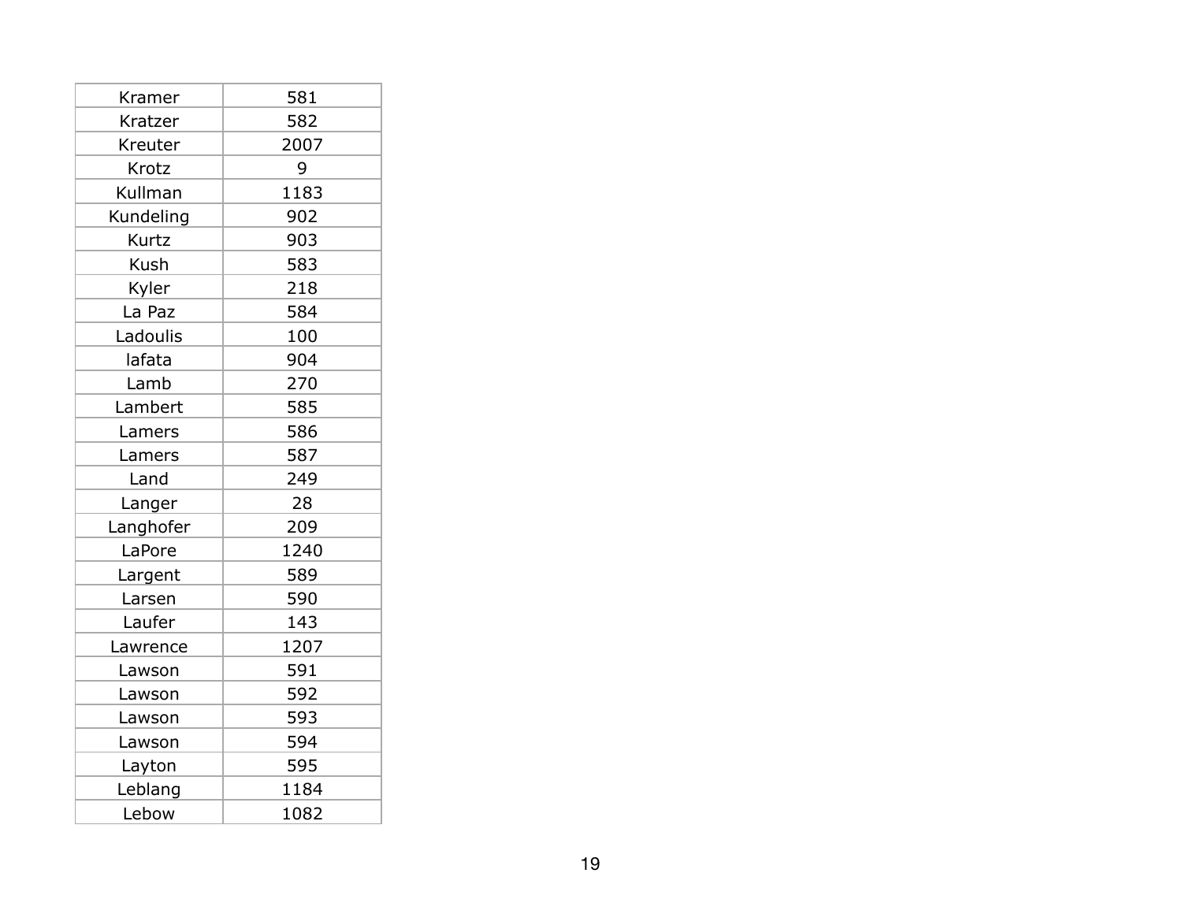| | |
|---|---|
| Kramer | 581 |
| Kratzer | 582 |
| Kreuter | 2007 |
| Krotz | 9 |
| Kullman | 1183 |
| Kundeling | 902 |
| Kurtz | 903 |
| Kush | 583 |
| Kyler | 218 |
| La Paz | 584 |
| Ladoulis | 100 |
| lafata | 904 |
| Lamb | 270 |
| Lambert | 585 |
| Lamers | 586 |
| Lamers | 587 |
| Land | 249 |
| Langer | 28 |
| Langhofer | 209 |
| LaPore | 1240 |
| Largent | 589 |
| Larsen | 590 |
| Laufer | 143 |
| Lawrence | 1207 |
| Lawson | 591 |
| Lawson | 592 |
| Lawson | 593 |
| Lawson | 594 |
| Layton | 595 |
| Leblang | 1184 |
| Lebow | 1082 |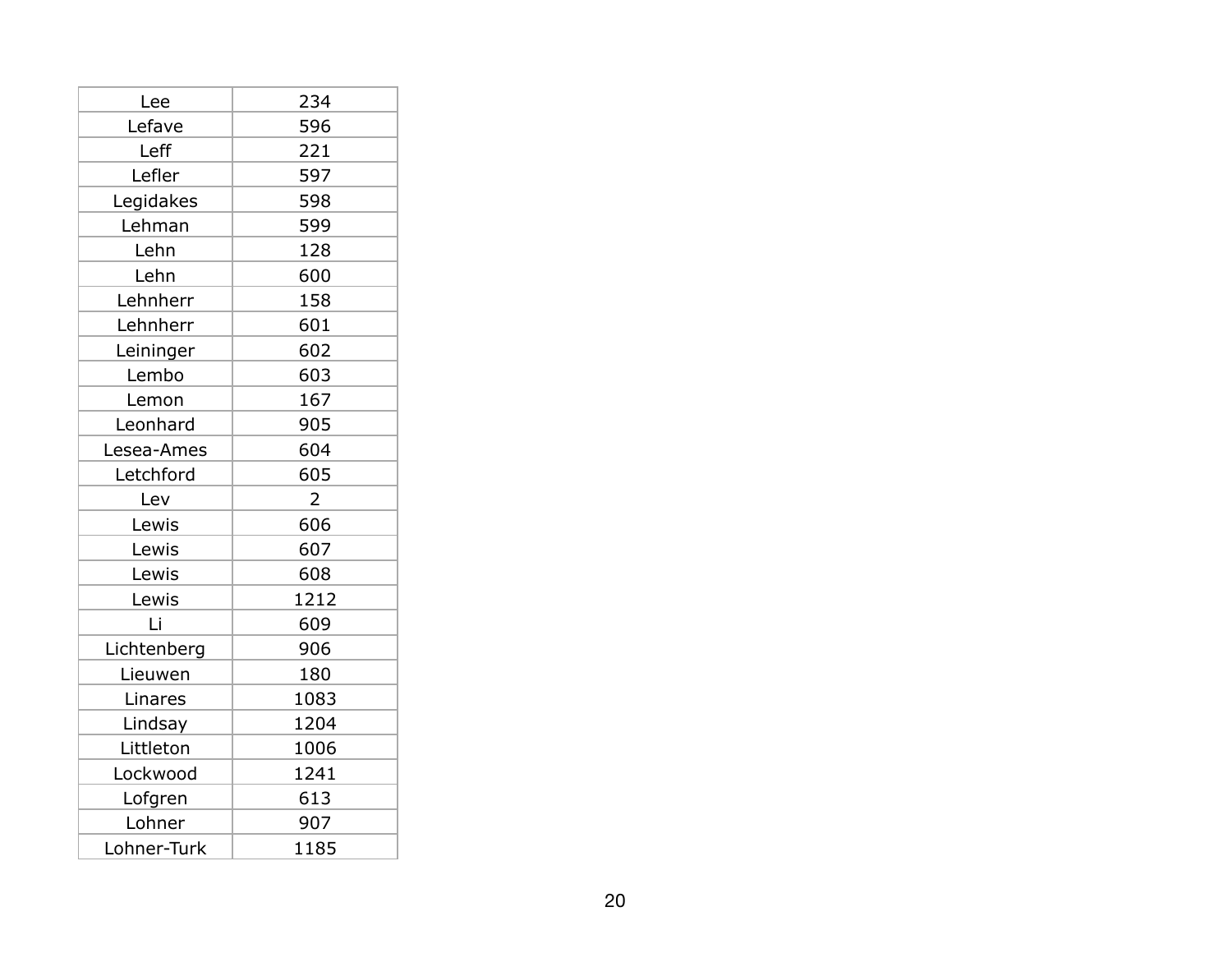| Lee | 234 |
| --- | --- |
| Lefave | 596 |
| Leff | 221 |
| Lefler | 597 |
| Legidakes | 598 |
| Lehman | 599 |
| Lehn | 128 |
| Lehn | 600 |
| Lehnherr | 158 |
| Lehnherr | 601 |
| Leininger | 602 |
| Lembo | 603 |
| Lemon | 167 |
| Leonhard | 905 |
| Lesea-Ames | 604 |
| Letchford | 605 |
| Lev | 2 |
| Lewis | 606 |
| Lewis | 607 |
| Lewis | 608 |
| Lewis | 1212 |
| Li | 609 |
| Lichtenberg | 906 |
| Lieuwen | 180 |
| Linares | 1083 |
| Lindsay | 1204 |
| Littleton | 1006 |
| Lockwood | 1241 |
| Lofgren | 613 |
| Lohner | 907 |
| Lohner-Turk | 1185 |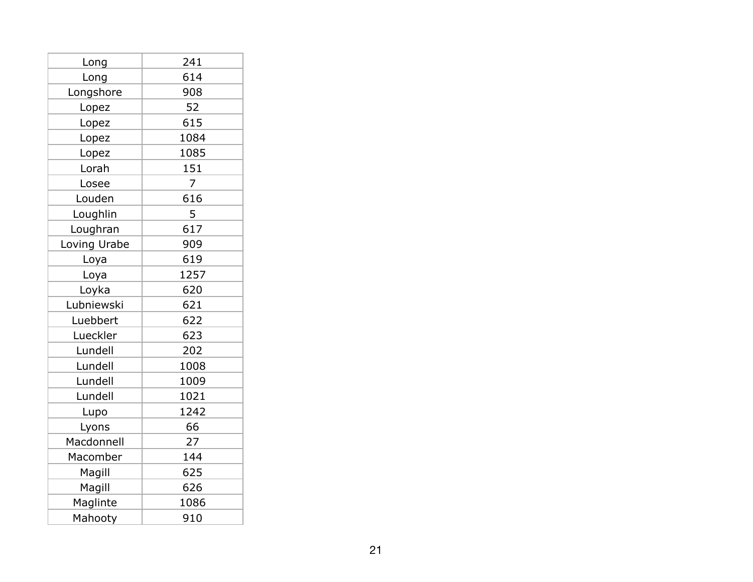| Long | 241 |
|---|---|
| Long | 614 |
| Longshore | 908 |
| Lopez | 52 |
| Lopez | 615 |
| Lopez | 1084 |
| Lopez | 1085 |
| Lorah | 151 |
| Losee | 7 |
| Louden | 616 |
| Loughlin | 5 |
| Loughran | 617 |
| Loving Urabe | 909 |
| Loya | 619 |
| Loya | 1257 |
| Loyka | 620 |
| Lubniewski | 621 |
| Luebbert | 622 |
| Lueckler | 623 |
| Lundell | 202 |
| Lundell | 1008 |
| Lundell | 1009 |
| Lundell | 1021 |
| Lupo | 1242 |
| Lyons | 66 |
| Macdonnell | 27 |
| Macomber | 144 |
| Magill | 625 |
| Magill | 626 |
| Maglinte | 1086 |
| Mahooty | 910 |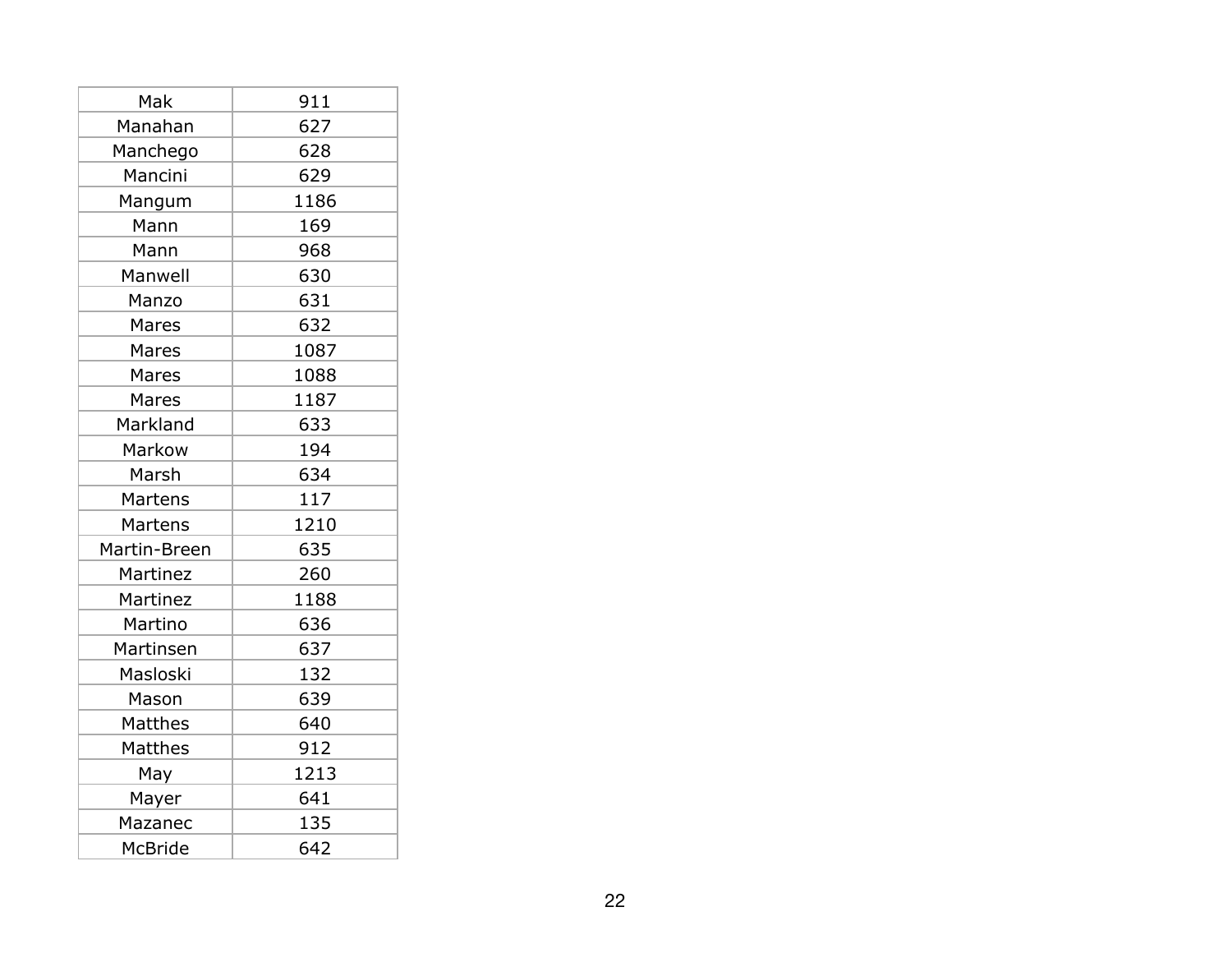| Mak | 911 |
|---|---|
| Manahan | 627 |
| Manchego | 628 |
| Mancini | 629 |
| Mangum | 1186 |
| Mann | 169 |
| Mann | 968 |
| Manwell | 630 |
| Manzo | 631 |
| Mares | 632 |
| Mares | 1087 |
| Mares | 1088 |
| Mares | 1187 |
| Markland | 633 |
| Markow | 194 |
| Marsh | 634 |
| Martens | 117 |
| Martens | 1210 |
| Martin-Breen | 635 |
| Martinez | 260 |
| Martinez | 1188 |
| Martino | 636 |
| Martinsen | 637 |
| Masloski | 132 |
| Mason | 639 |
| Matthes | 640 |
| Matthes | 912 |
| May | 1213 |
| Mayer | 641 |
| Mazanec | 135 |
| McBride | 642 |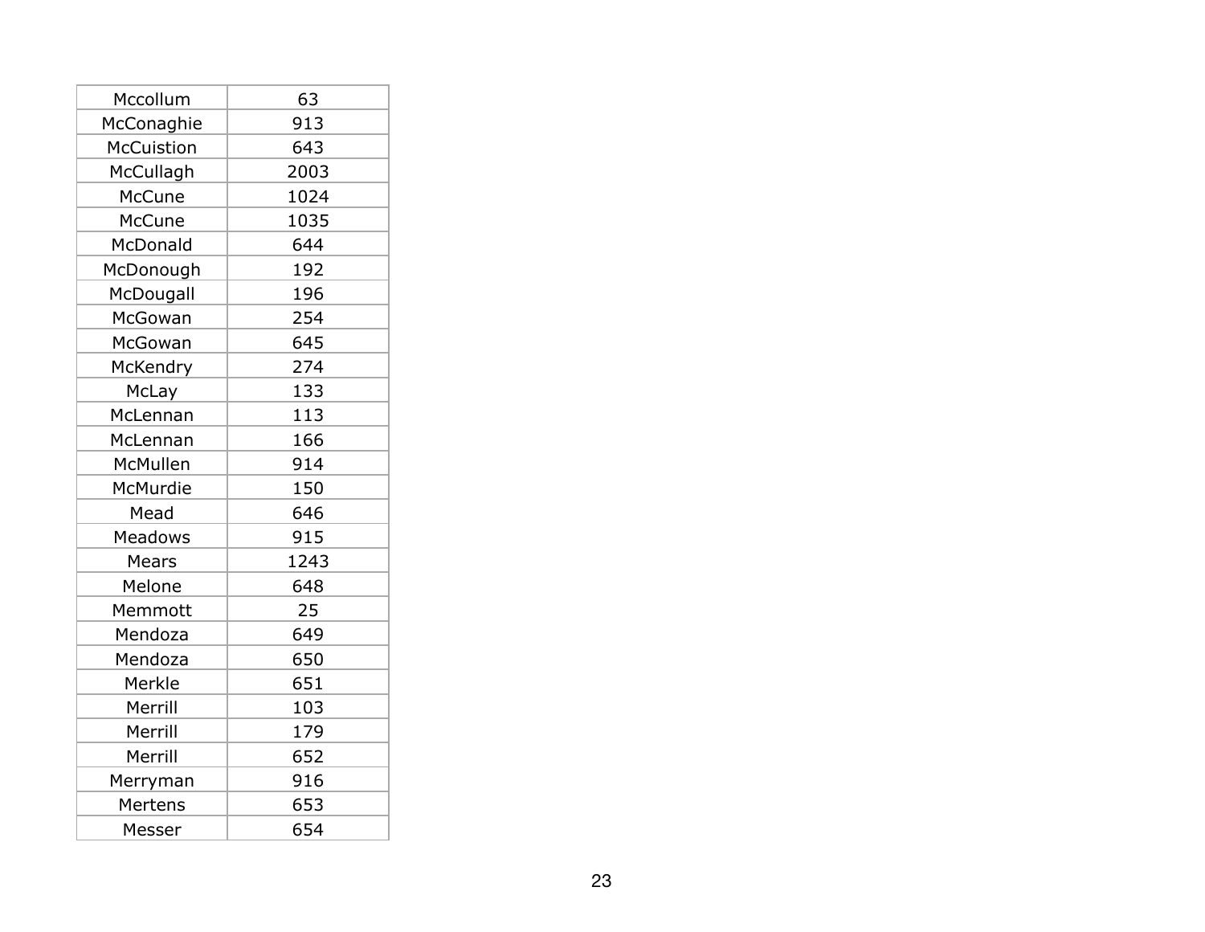| | |
|---|---|
| Mccollum | 63 |
| McConaghie | 913 |
| McCuistion | 643 |
| McCullagh | 2003 |
| McCune | 1024 |
| McCune | 1035 |
| McDonald | 644 |
| McDonough | 192 |
| McDougall | 196 |
| McGowan | 254 |
| McGowan | 645 |
| McKendry | 274 |
| McLay | 133 |
| McLennan | 113 |
| McLennan | 166 |
| McMullen | 914 |
| McMurdie | 150 |
| Mead | 646 |
| Meadows | 915 |
| Mears | 1243 |
| Melone | 648 |
| Memmott | 25 |
| Mendoza | 649 |
| Mendoza | 650 |
| Merkle | 651 |
| Merrill | 103 |
| Merrill | 179 |
| Merrill | 652 |
| Merryman | 916 |
| Mertens | 653 |
| Messer | 654 |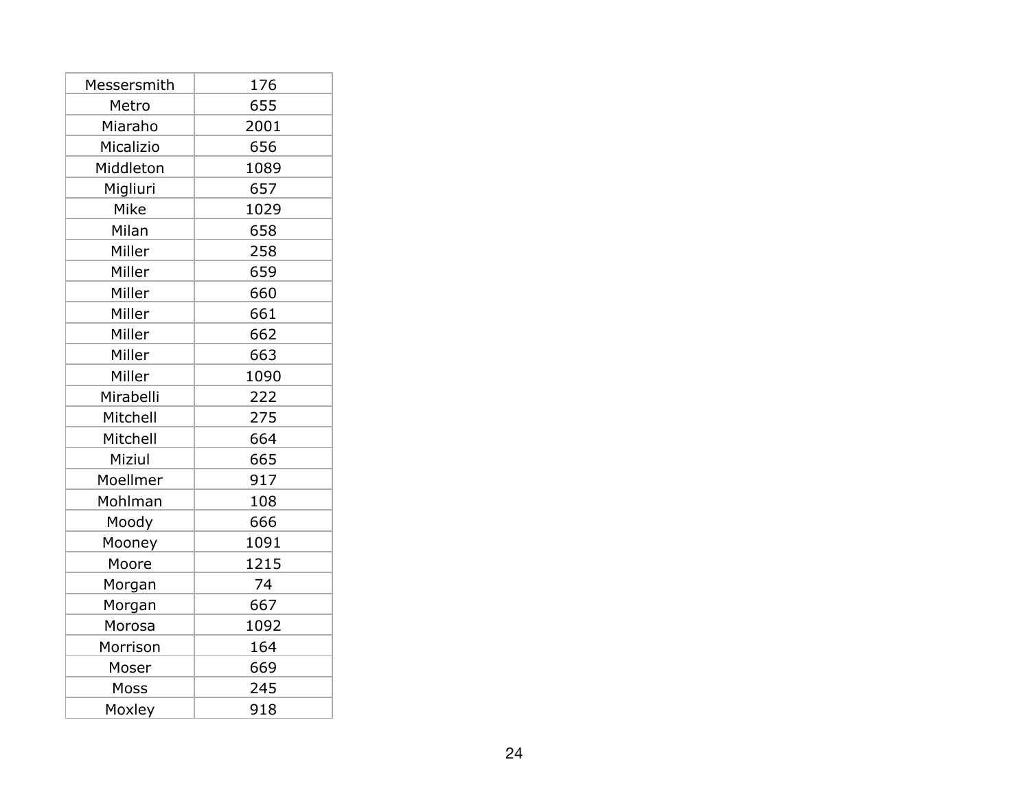| Messersmith | 176 |
|---|---|
| Metro | 655 |
| Miaraho | 2001 |
| Micalizio | 656 |
| Middleton | 1089 |
| Migliuri | 657 |
| Mike | 1029 |
| Milan | 658 |
| Miller | 258 |
| Miller | 659 |
| Miller | 660 |
| Miller | 661 |
| Miller | 662 |
| Miller | 663 |
| Miller | 1090 |
| Mirabelli | 222 |
| Mitchell | 275 |
| Mitchell | 664 |
| Miziul | 665 |
| Moellmer | 917 |
| Mohlman | 108 |
| Moody | 666 |
| Mooney | 1091 |
| Moore | 1215 |
| Morgan | 74 |
| Morgan | 667 |
| Morosa | 1092 |
| Morrison | 164 |
| Moser | 669 |
| Moss | 245 |
| Moxley | 918 |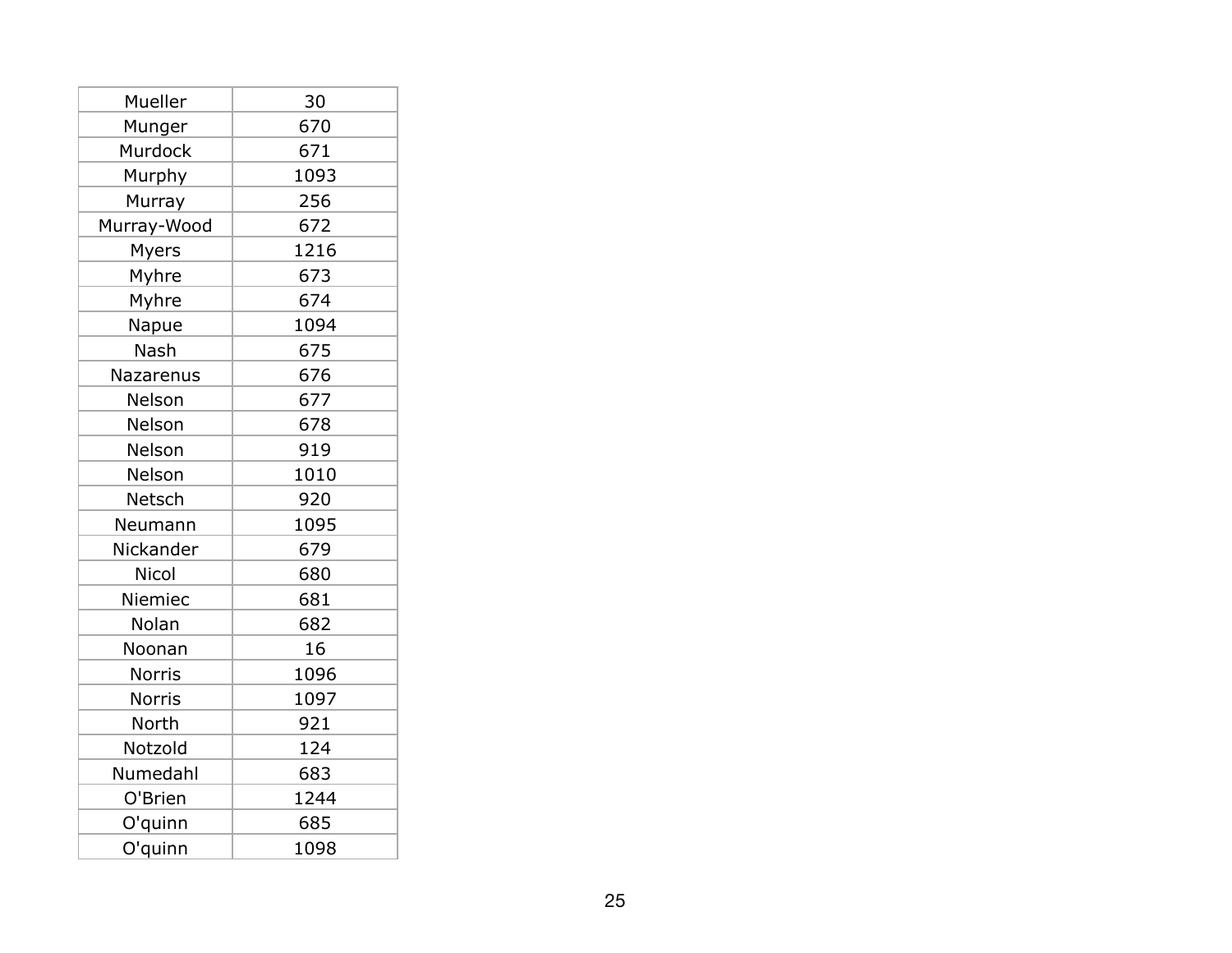| Mueller | 30 |
|---|---|
| Munger | 670 |
| Murdock | 671 |
| Murphy | 1093 |
| Murray | 256 |
| Murray-Wood | 672 |
| Myers | 1216 |
| Myhre | 673 |
| Myhre | 674 |
| Napue | 1094 |
| Nash | 675 |
| Nazarenus | 676 |
| Nelson | 677 |
| Nelson | 678 |
| Nelson | 919 |
| Nelson | 1010 |
| Netsch | 920 |
| Neumann | 1095 |
| Nickander | 679 |
| Nicol | 680 |
| Niemiec | 681 |
| Nolan | 682 |
| Noonan | 16 |
| Norris | 1096 |
| Norris | 1097 |
| North | 921 |
| Notzold | 124 |
| Numedahl | 683 |
| O'Brien | 1244 |
| O'quinn | 685 |
| O'quinn | 1098 |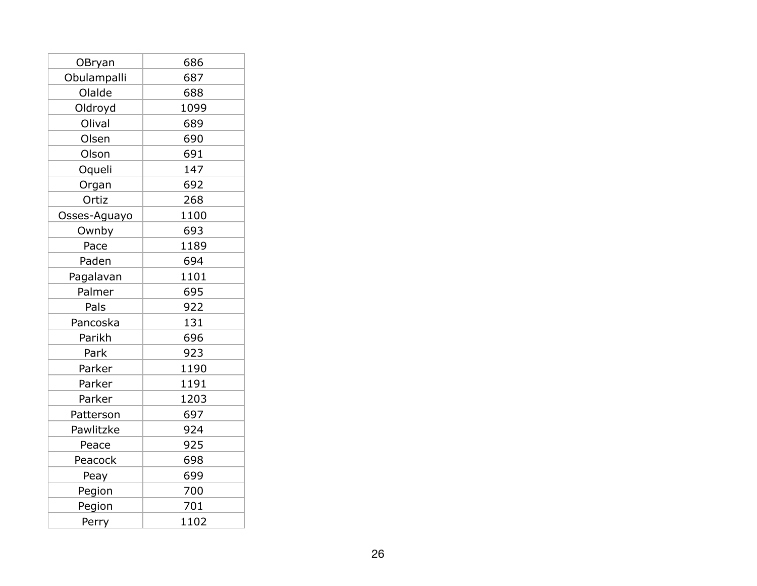| OBryan | 686 |
|---|---|
| Obulampalli | 687 |
| Olalde | 688 |
| Oldroyd | 1099 |
| Olival | 689 |
| Olsen | 690 |
| Olson | 691 |
| Oqueli | 147 |
| Organ | 692 |
| Ortiz | 268 |
| Osses-Aguayo | 1100 |
| Ownby | 693 |
| Pace | 1189 |
| Paden | 694 |
| Pagalavan | 1101 |
| Palmer | 695 |
| Pals | 922 |
| Pancoska | 131 |
| Parikh | 696 |
| Park | 923 |
| Parker | 1190 |
| Parker | 1191 |
| Parker | 1203 |
| Patterson | 697 |
| Pawlitzke | 924 |
| Peace | 925 |
| Peacock | 698 |
| Peay | 699 |
| Pegion | 700 |
| Pegion | 701 |
| Perry | 1102 |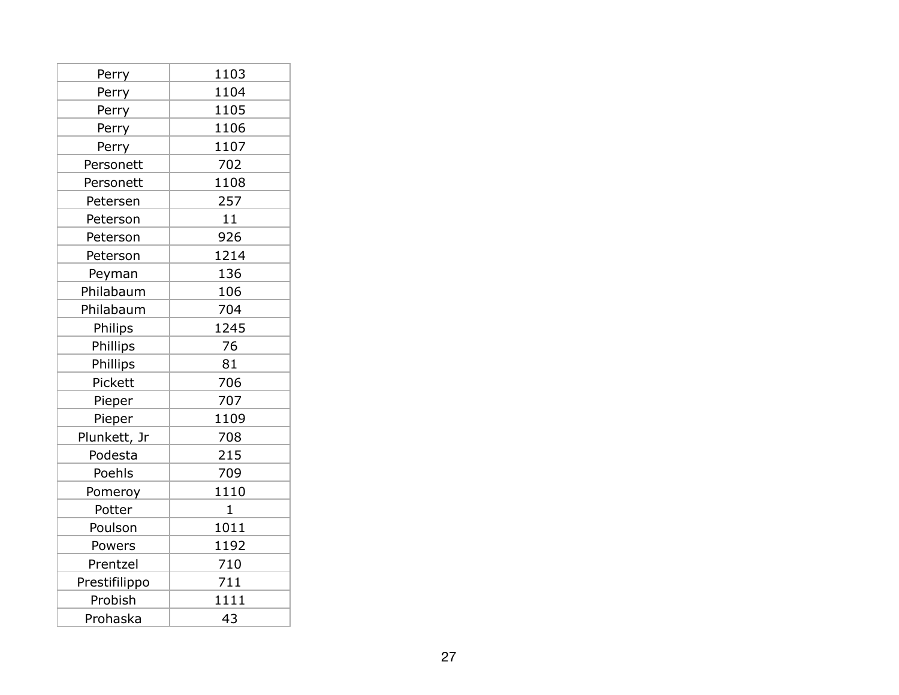| Perry | 1103 |
|---|---|
| Perry | 1104 |
| Perry | 1105 |
| Perry | 1106 |
| Perry | 1107 |
| Personett | 702 |
| Personett | 1108 |
| Petersen | 257 |
| Peterson | 11 |
| Peterson | 926 |
| Peterson | 1214 |
| Peyman | 136 |
| Philabaum | 106 |
| Philabaum | 704 |
| Philips | 1245 |
| Phillips | 76 |
| Phillips | 81 |
| Pickett | 706 |
| Pieper | 707 |
| Pieper | 1109 |
| Plunkett, Jr | 708 |
| Podesta | 215 |
| Poehls | 709 |
| Pomeroy | 1110 |
| Potter | 1 |
| Poulson | 1011 |
| Powers | 1192 |
| Prentzel | 710 |
| Prestifilippo | 711 |
| Probish | 1111 |
| Prohaska | 43 |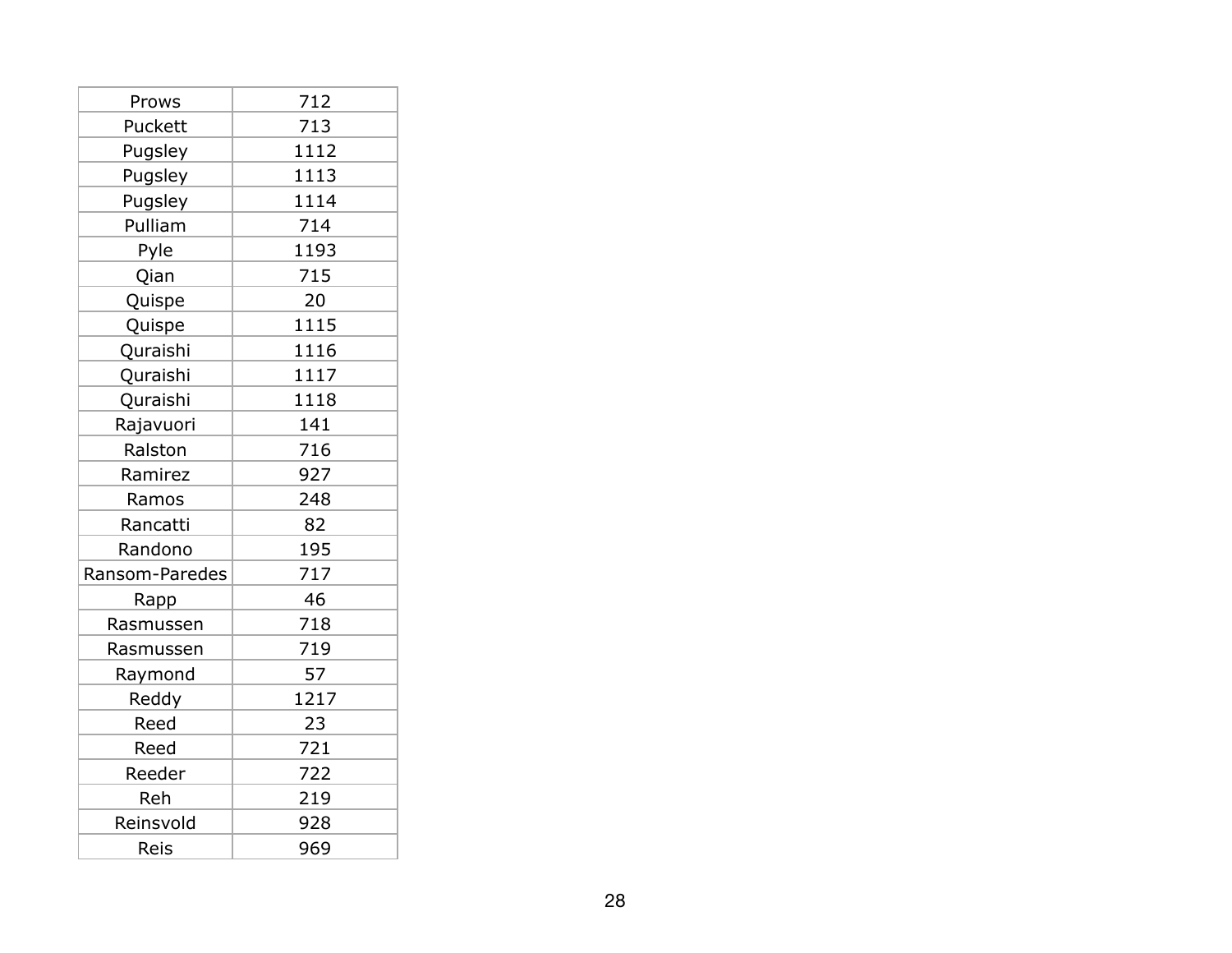| Prows | 712 |
|---|---|
| Puckett | 713 |
| Pugsley | 1112 |
| Pugsley | 1113 |
| Pugsley | 1114 |
| Pulliam | 714 |
| Pyle | 1193 |
| Qian | 715 |
| Quispe | 20 |
| Quispe | 1115 |
| Quraishi | 1116 |
| Quraishi | 1117 |
| Quraishi | 1118 |
| Rajavuori | 141 |
| Ralston | 716 |
| Ramirez | 927 |
| Ramos | 248 |
| Rancatti | 82 |
| Randono | 195 |
| Ransom-Paredes | 717 |
| Rapp | 46 |
| Rasmussen | 718 |
| Rasmussen | 719 |
| Raymond | 57 |
| Reddy | 1217 |
| Reed | 23 |
| Reed | 721 |
| Reeder | 722 |
| Reh | 219 |
| Reinsvold | 928 |
| Reis | 969 |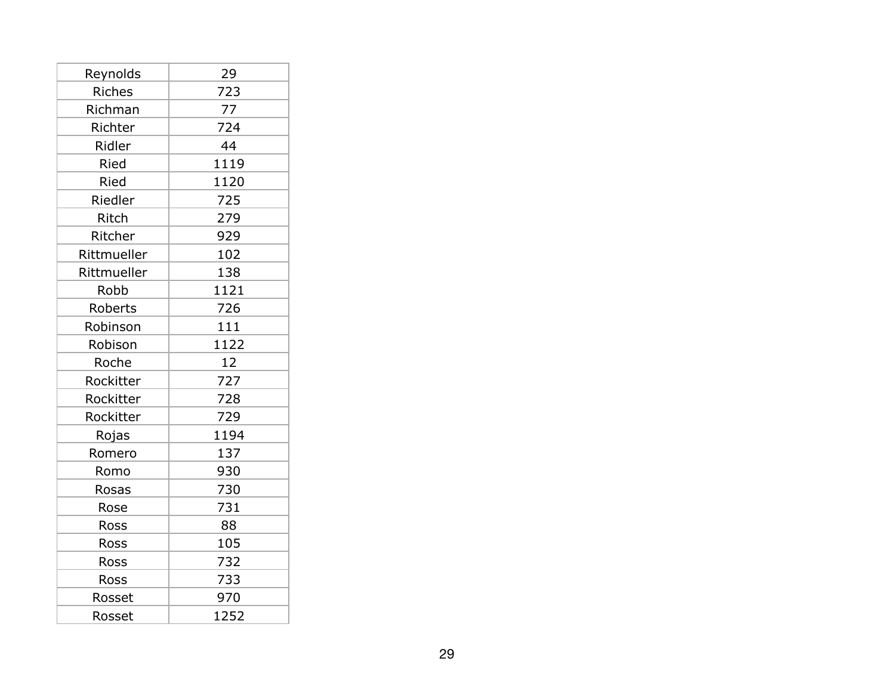| Reynolds | 29 |
|---|---|
| Riches | 723 |
| Richman | 77 |
| Richter | 724 |
| Ridler | 44 |
| Ried | 1119 |
| Ried | 1120 |
| Riedler | 725 |
| Ritch | 279 |
| Ritcher | 929 |
| Rittmueller | 102 |
| Rittmueller | 138 |
| Robb | 1121 |
| Roberts | 726 |
| Robinson | 111 |
| Robison | 1122 |
| Roche | 12 |
| Rockitter | 727 |
| Rockitter | 728 |
| Rockitter | 729 |
| Rojas | 1194 |
| Romero | 137 |
| Romo | 930 |
| Rosas | 730 |
| Rose | 731 |
| Ross | 88 |
| Ross | 105 |
| Ross | 732 |
| Ross | 733 |
| Rosset | 970 |
| Rosset | 1252 |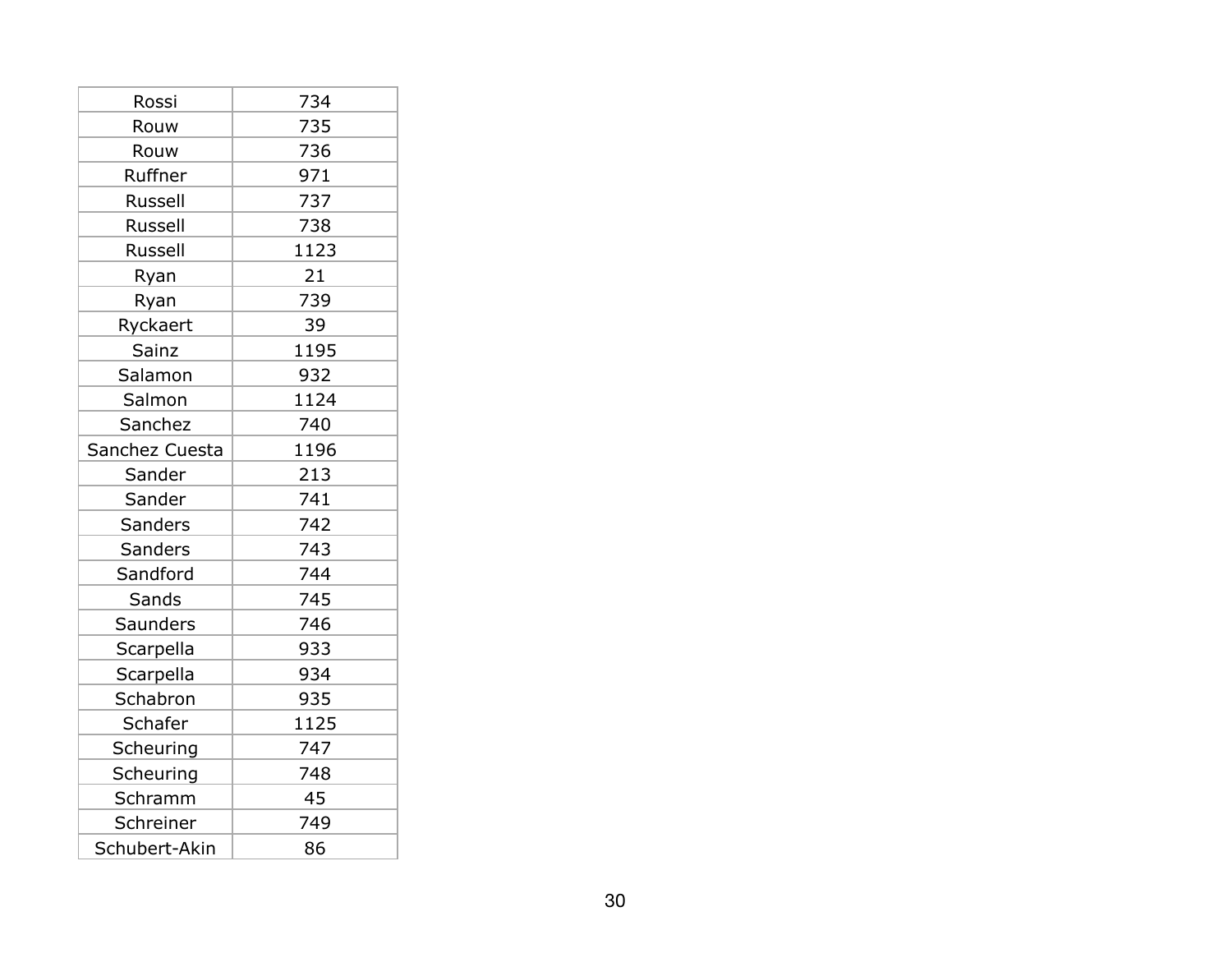| Rossi | 734 |
|---|---|
| Rouw | 735 |
| Rouw | 736 |
| Ruffner | 971 |
| Russell | 737 |
| Russell | 738 |
| Russell | 1123 |
| Ryan | 21 |
| Ryan | 739 |
| Ryckaert | 39 |
| Sainz | 1195 |
| Salamon | 932 |
| Salmon | 1124 |
| Sanchez | 740 |
| Sanchez Cuesta | 1196 |
| Sander | 213 |
| Sander | 741 |
| Sanders | 742 |
| Sanders | 743 |
| Sandford | 744 |
| Sands | 745 |
| Saunders | 746 |
| Scarpella | 933 |
| Scarpella | 934 |
| Schabron | 935 |
| Schafer | 1125 |
| Scheuring | 747 |
| Scheuring | 748 |
| Schramm | 45 |
| Schreiner | 749 |
| Schubert-Akin | 86 |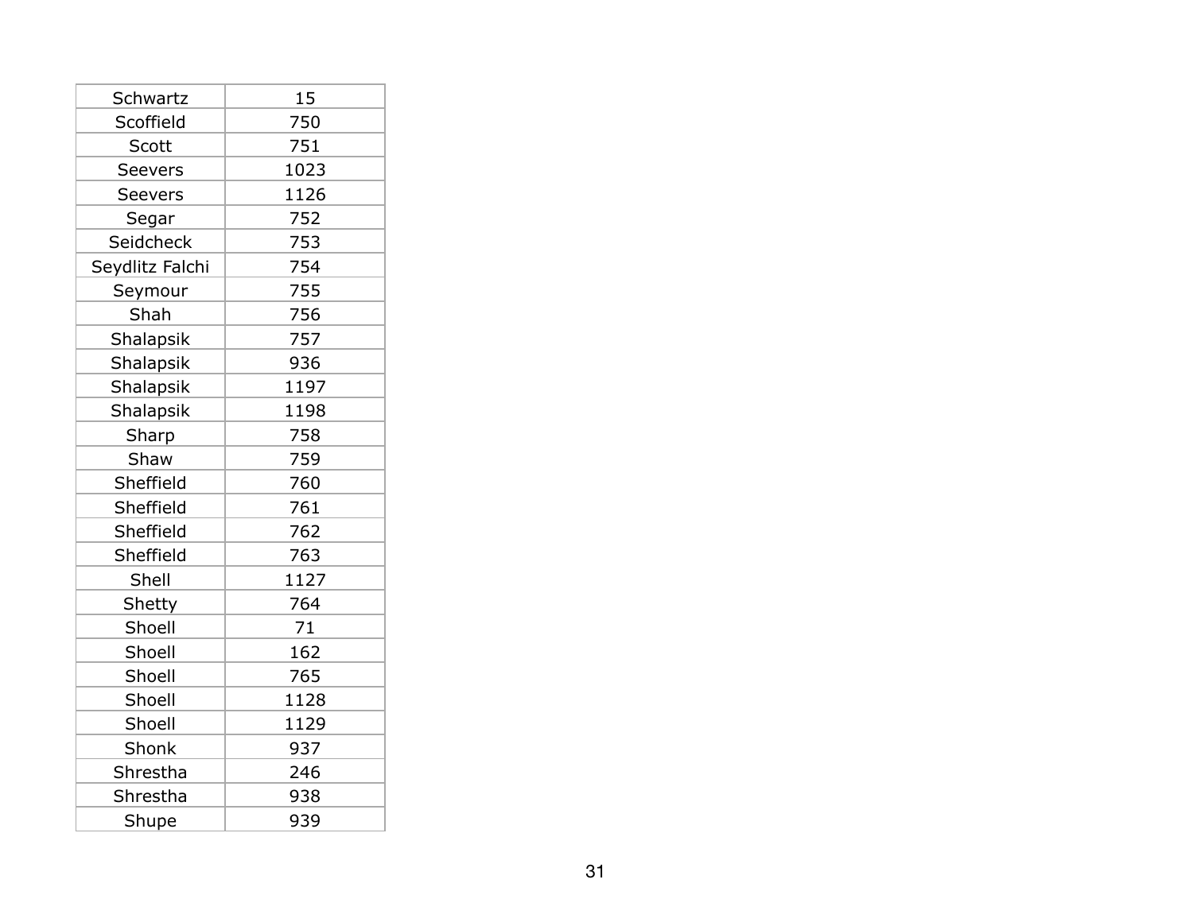| Schwartz | 15 |
| --- | --- |
| Scoffield | 750 |
| Scott | 751 |
| Seevers | 1023 |
| Seevers | 1126 |
| Segar | 752 |
| Seidcheck | 753 |
| Seydlitz Falchi | 754 |
| Seymour | 755 |
| Shah | 756 |
| Shalapsik | 757 |
| Shalapsik | 936 |
| Shalapsik | 1197 |
| Shalapsik | 1198 |
| Sharp | 758 |
| Shaw | 759 |
| Sheffield | 760 |
| Sheffield | 761 |
| Sheffield | 762 |
| Sheffield | 763 |
| Shell | 1127 |
| Shetty | 764 |
| Shoell | 71 |
| Shoell | 162 |
| Shoell | 765 |
| Shoell | 1128 |
| Shoell | 1129 |
| Shonk | 937 |
| Shrestha | 246 |
| Shrestha | 938 |
| Shupe | 939 |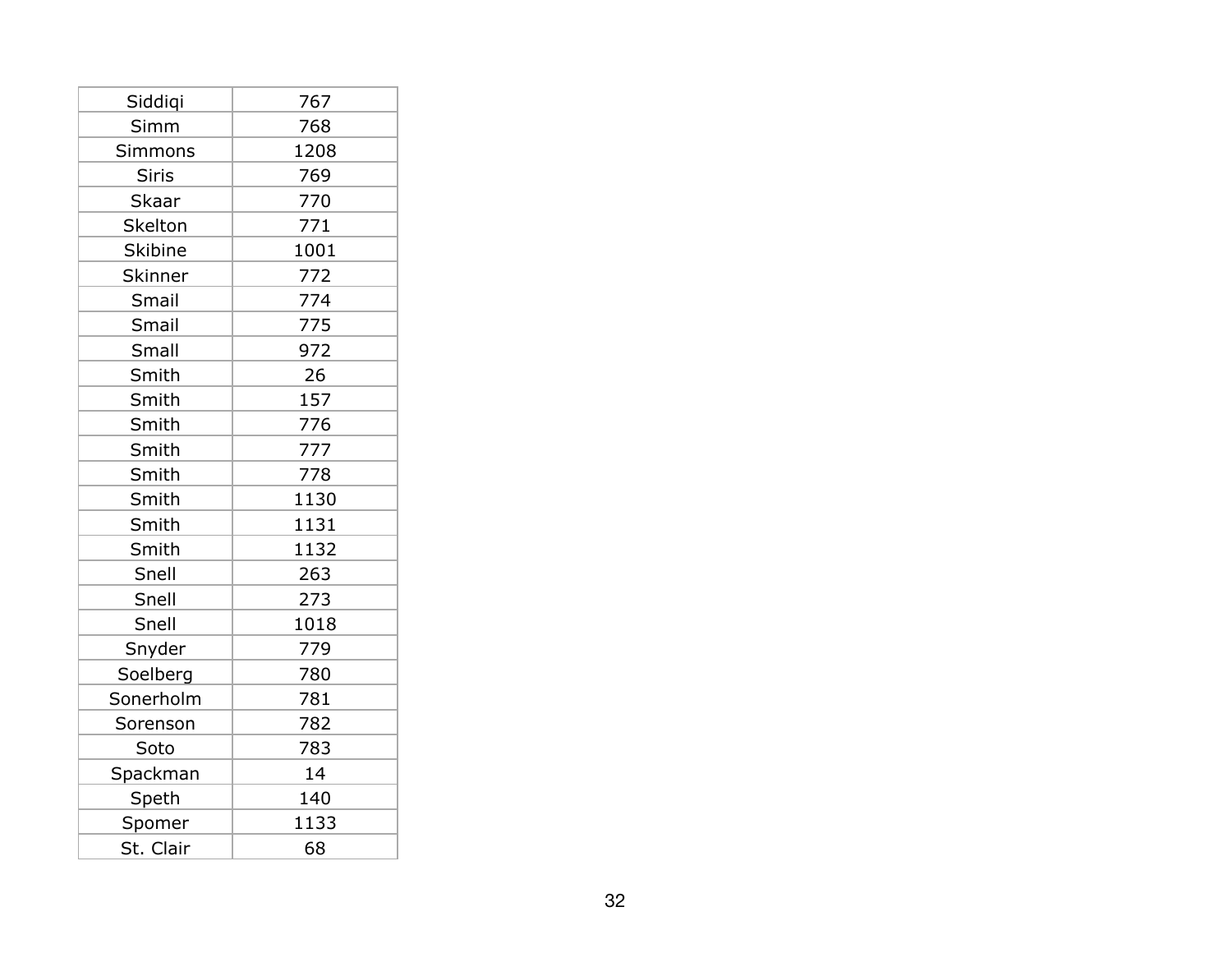| | |
|---|---|
| Siddiqi | 767 |
| Simm | 768 |
| Simmons | 1208 |
| Siris | 769 |
| Skaar | 770 |
| Skelton | 771 |
| Skibine | 1001 |
| Skinner | 772 |
| Smail | 774 |
| Smail | 775 |
| Small | 972 |
| Smith | 26 |
| Smith | 157 |
| Smith | 776 |
| Smith | 777 |
| Smith | 778 |
| Smith | 1130 |
| Smith | 1131 |
| Smith | 1132 |
| Snell | 263 |
| Snell | 273 |
| Snell | 1018 |
| Snyder | 779 |
| Soelberg | 780 |
| Sonerholm | 781 |
| Sorenson | 782 |
| Soto | 783 |
| Spackman | 14 |
| Speth | 140 |
| Spomer | 1133 |
| St. Clair | 68 |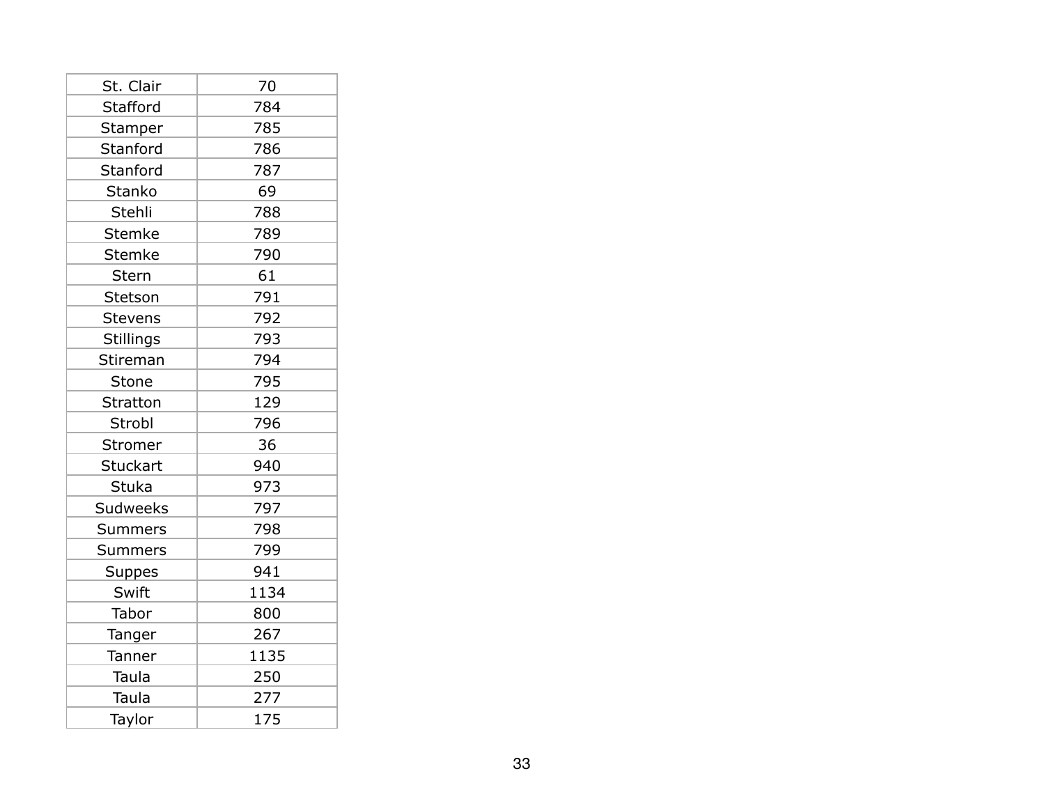| St. Clair | 70 |
|---|---|
| Stafford | 784 |
| Stamper | 785 |
| Stanford | 786 |
| Stanford | 787 |
| Stanko | 69 |
| Stehli | 788 |
| Stemke | 789 |
| Stemke | 790 |
| Stern | 61 |
| Stetson | 791 |
| Stevens | 792 |
| Stillings | 793 |
| Stireman | 794 |
| Stone | 795 |
| Stratton | 129 |
| Strobl | 796 |
| Stromer | 36 |
| Stuckart | 940 |
| Stuka | 973 |
| Sudweeks | 797 |
| Summers | 798 |
| Summers | 799 |
| Suppes | 941 |
| Swift | 1134 |
| Tabor | 800 |
| Tanger | 267 |
| Tanner | 1135 |
| Taula | 250 |
| Taula | 277 |
| Taylor | 175 |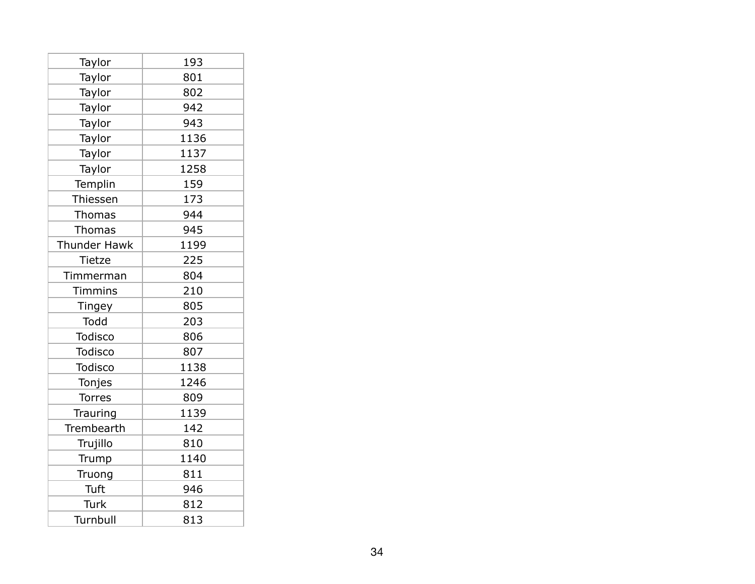| Taylor | 193 |
|---|---|
| Taylor | 801 |
| Taylor | 802 |
| Taylor | 942 |
| Taylor | 943 |
| Taylor | 1136 |
| Taylor | 1137 |
| Taylor | 1258 |
| Templin | 159 |
| Thiessen | 173 |
| Thomas | 944 |
| Thomas | 945 |
| Thunder Hawk | 1199 |
| Tietze | 225 |
| Timmerman | 804 |
| Timmins | 210 |
| Tingey | 805 |
| Todd | 203 |
| Todisco | 806 |
| Todisco | 807 |
| Todisco | 1138 |
| Tonjes | 1246 |
| Torres | 809 |
| Trauring | 1139 |
| Trembearth | 142 |
| Trujillo | 810 |
| Trump | 1140 |
| Truong | 811 |
| Tuft | 946 |
| Turk | 812 |
| Turnbull | 813 |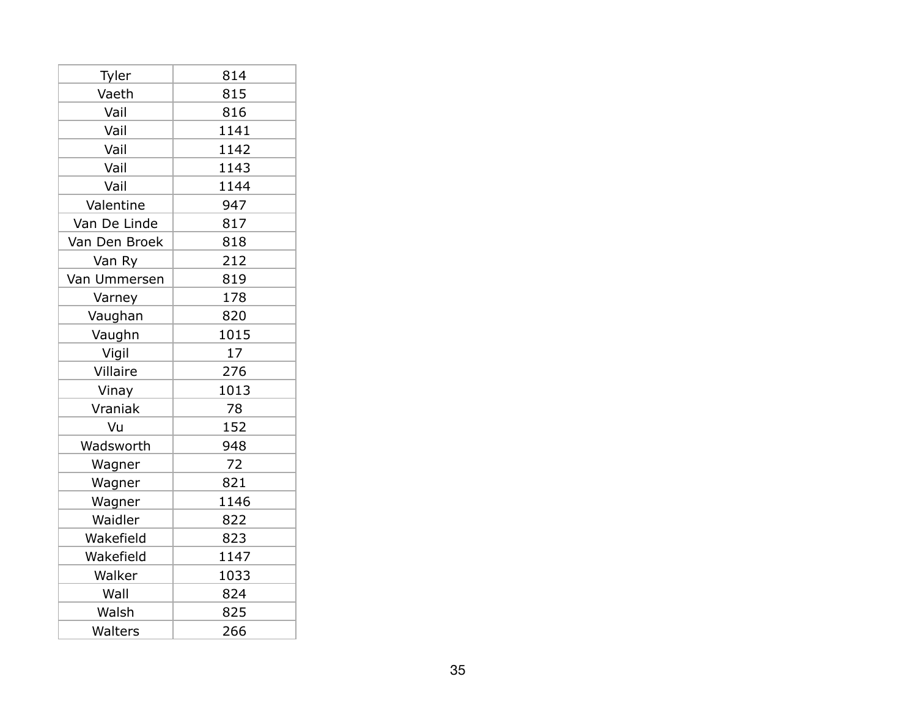| Tyler | 814 |
|---|---|
| Vaeth | 815 |
| Vail | 816 |
| Vail | 1141 |
| Vail | 1142 |
| Vail | 1143 |
| Vail | 1144 |
| Valentine | 947 |
| Van De Linde | 817 |
| Van Den Broek | 818 |
| Van Ry | 212 |
| Van Ummersen | 819 |
| Varney | 178 |
| Vaughan | 820 |
| Vaughn | 1015 |
| Vigil | 17 |
| Villaire | 276 |
| Vinay | 1013 |
| Vraniak | 78 |
| Vu | 152 |
| Wadsworth | 948 |
| Wagner | 72 |
| Wagner | 821 |
| Wagner | 1146 |
| Waidler | 822 |
| Wakefield | 823 |
| Wakefield | 1147 |
| Walker | 1033 |
| Wall | 824 |
| Walsh | 825 |
| Walters | 266 |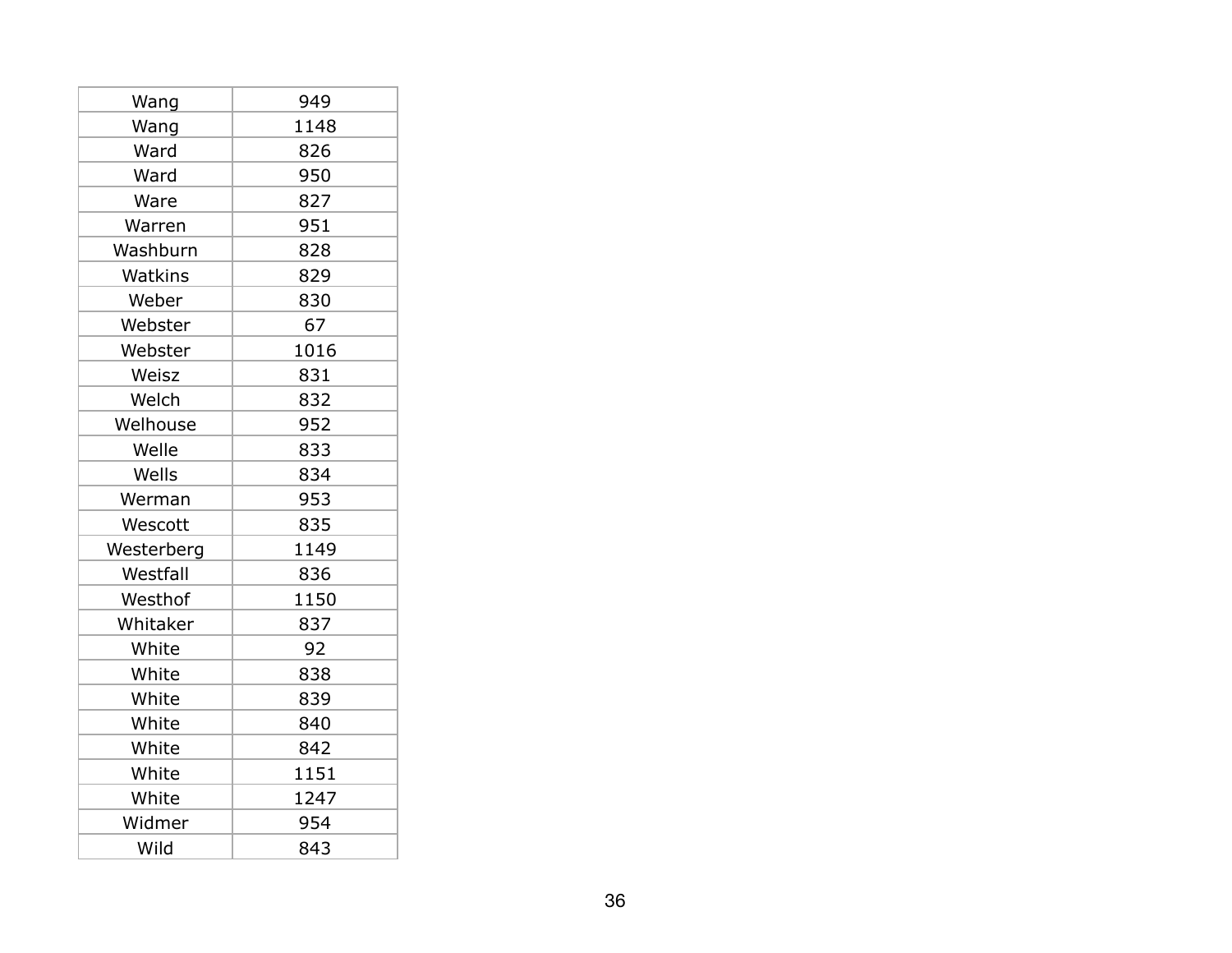| Wang | 949 |
|---|---|
| Wang | 1148 |
| Ward | 826 |
| Ward | 950 |
| Ware | 827 |
| Warren | 951 |
| Washburn | 828 |
| Watkins | 829 |
| Weber | 830 |
| Webster | 67 |
| Webster | 1016 |
| Weisz | 831 |
| Welch | 832 |
| Welhouse | 952 |
| Welle | 833 |
| Wells | 834 |
| Werman | 953 |
| Wescott | 835 |
| Westerberg | 1149 |
| Westfall | 836 |
| Westhof | 1150 |
| Whitaker | 837 |
| White | 92 |
| White | 838 |
| White | 839 |
| White | 840 |
| White | 842 |
| White | 1151 |
| White | 1247 |
| Widmer | 954 |
| Wild | 843 |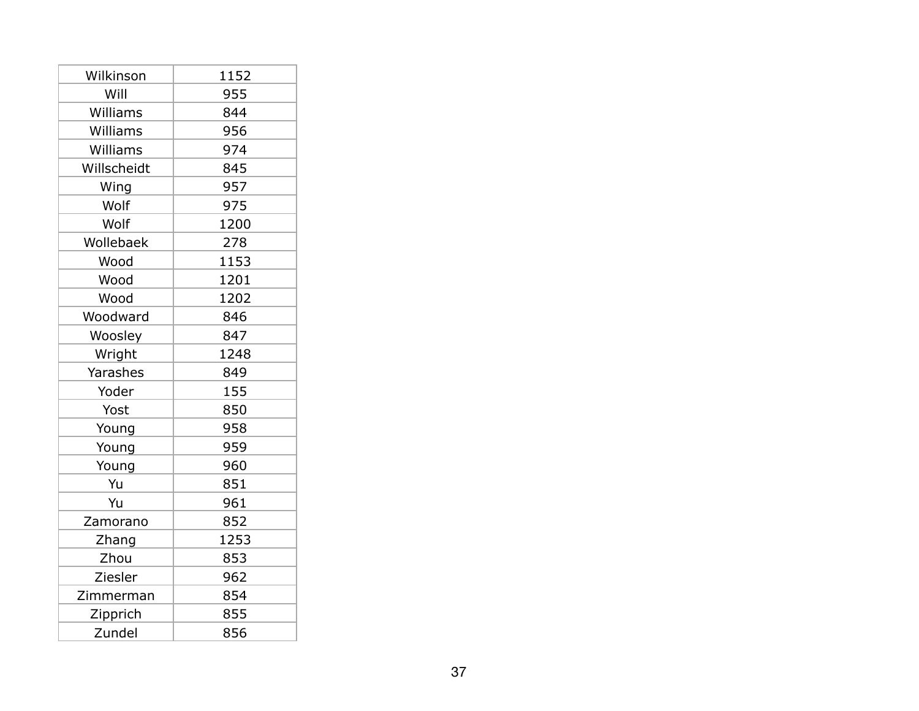| Wilkinson | 1152 |
|---|---|
| Will | 955 |
| Williams | 844 |
| Williams | 956 |
| Williams | 974 |
| Willscheidt | 845 |
| Wing | 957 |
| Wolf | 975 |
| Wolf | 1200 |
| Wollebaek | 278 |
| Wood | 1153 |
| Wood | 1201 |
| Wood | 1202 |
| Woodward | 846 |
| Woosley | 847 |
| Wright | 1248 |
| Yarashes | 849 |
| Yoder | 155 |
| Yost | 850 |
| Young | 958 |
| Young | 959 |
| Young | 960 |
| Yu | 851 |
| Yu | 961 |
| Zamorano | 852 |
| Zhang | 1253 |
| Zhou | 853 |
| Ziesler | 962 |
| Zimmerman | 854 |
| Zipprich | 855 |
| Zundel | 856 |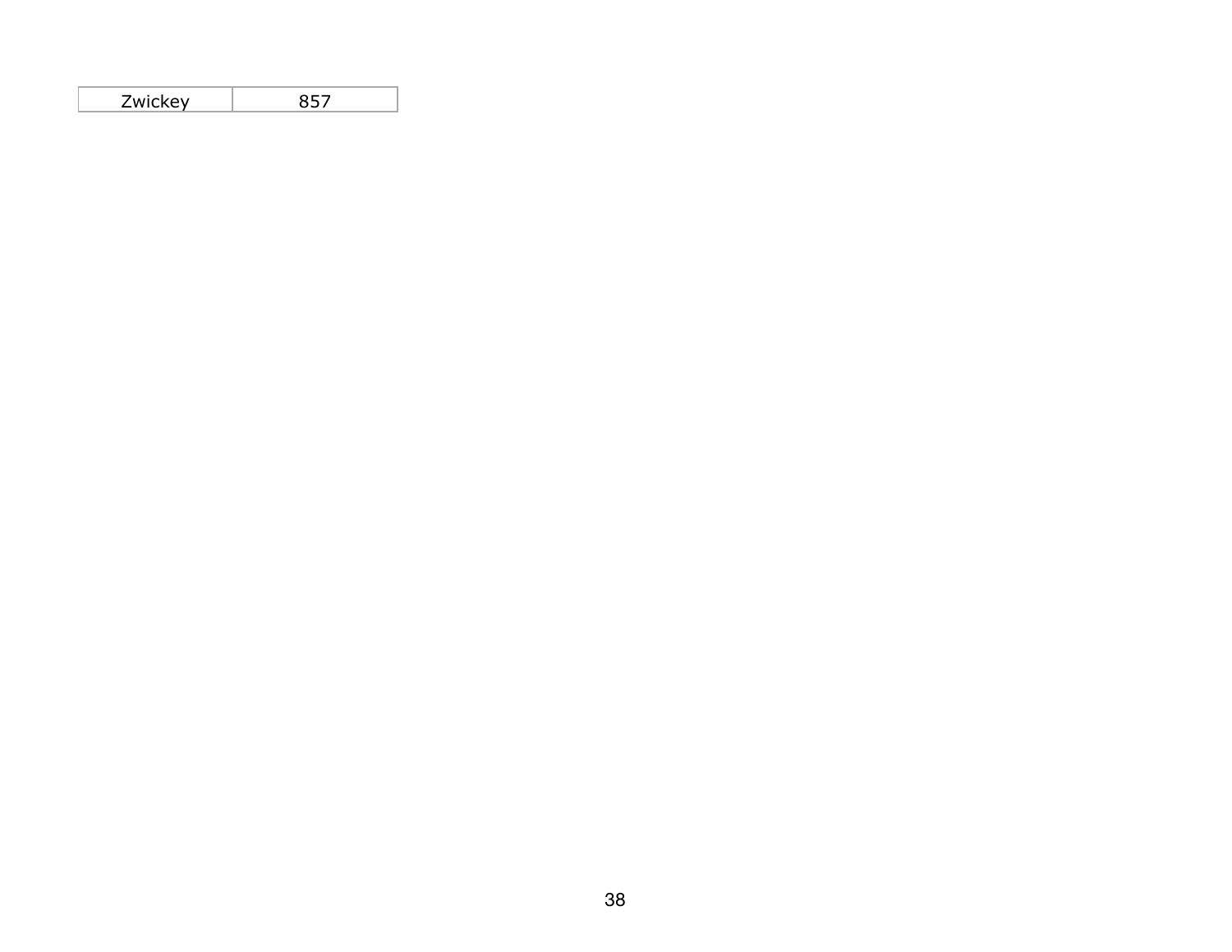| | |
|---|---|
| Zwickey | 857 |